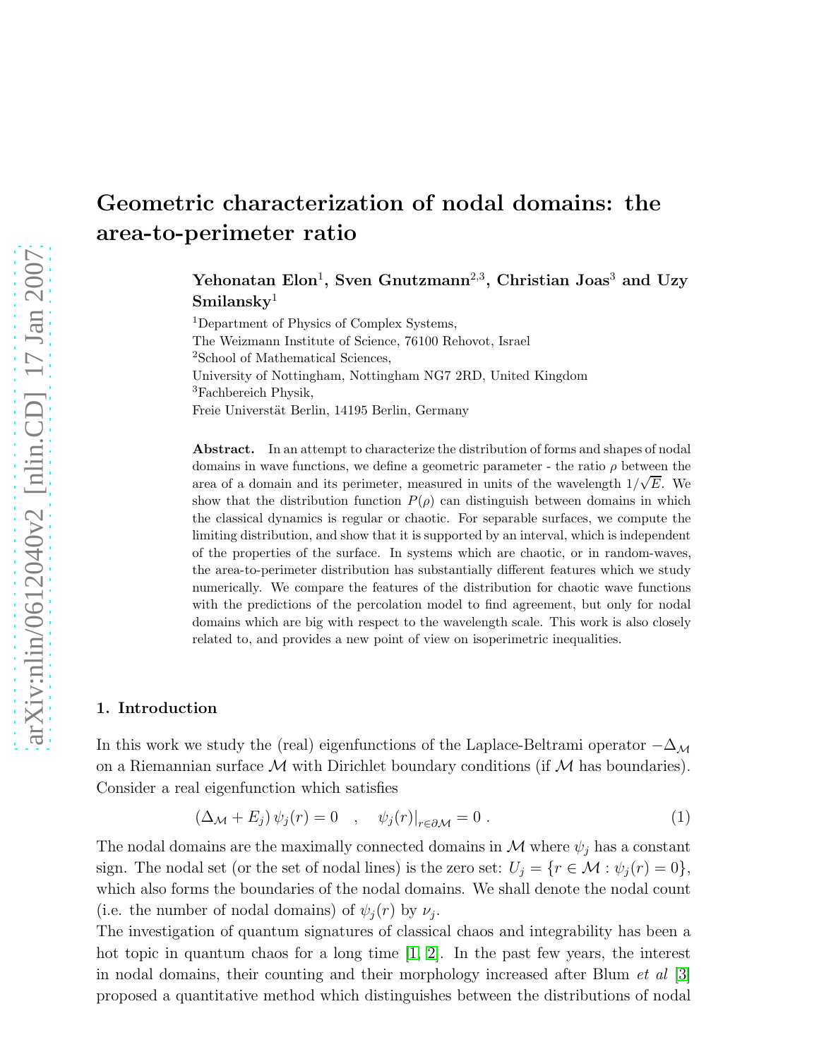# Geometric characterization of nodal domains: the area-to-perimeter ratio

**Yehonatan Elon[1], Sven Gnutzmann[2,3], Christian Joas[3] and Uzy Smilansky[1]**

[1]Department of Physics of Complex Systems,
The Weizmann Institute of Science, 76100 Rehovot, Israel
[2]School of Mathematical Sciences,
University of Nottingham, Nottingham NG7 2RD, United Kingdom
[3]Fachbereich Physik,
Freie Universität Berlin, 14195 Berlin, Germany

**Abstract.** In an attempt to characterize the distribution of forms and shapes of nodal domains in wave functions, we define a geometric parameter - the ratio $\rho$ between the area of a domain and its perimeter, measured in units of the wavelength $1/\sqrt{E}$. We show that the distribution function $P(\rho)$ can distinguish between domains in which the classical dynamics is regular or chaotic. For separable surfaces, we compute the limiting distribution, and show that it is supported by an interval, which is independent of the properties of the surface. In systems which are chaotic, or in random-waves, the area-to-perimeter distribution has substantially different features which we study numerically. We compare the features of the distribution for chaotic wave functions with the predictions of the percolation model to find agreement, but only for nodal domains which are big with respect to the wavelength scale. This work is also closely related to, and provides a new point of view on isoperimetric inequalities.

## 1. Introduction

In this work we study the (real) eigenfunctions of the Laplace-Beltrami operator $-\Delta_{\mathcal{M}}$ on a Riemannian surface $\mathcal{M}$ with Dirichlet boundary conditions (if $\mathcal{M}$ has boundaries). Consider a real eigenfunction which satisfies

$$(\Delta_{\mathcal{M}} + E_j)\,\psi_j(r) = 0 \quad , \quad \psi_j(r)|_{r\in\partial\mathcal{M}} = 0 \, . \tag{1}$$

The nodal domains are the maximally connected domains in $\mathcal{M}$ where $\psi_j$ has a constant sign. The nodal set (or the set of nodal lines) is the zero set: $U_j = \{r \in \mathcal{M} : \psi_j(r) = 0\}$, which also forms the boundaries of the nodal domains. We shall denote the nodal count (i.e. the number of nodal domains) of $\psi_j(r)$ by $\nu_j$.

The investigation of quantum signatures of classical chaos and integrability has been a hot topic in quantum chaos for a long time [1, 2]. In the past few years, the interest in nodal domains, their counting and their morphology increased after Blum *et al* [3] proposed a quantitative method which distinguishes between the distributions of nodal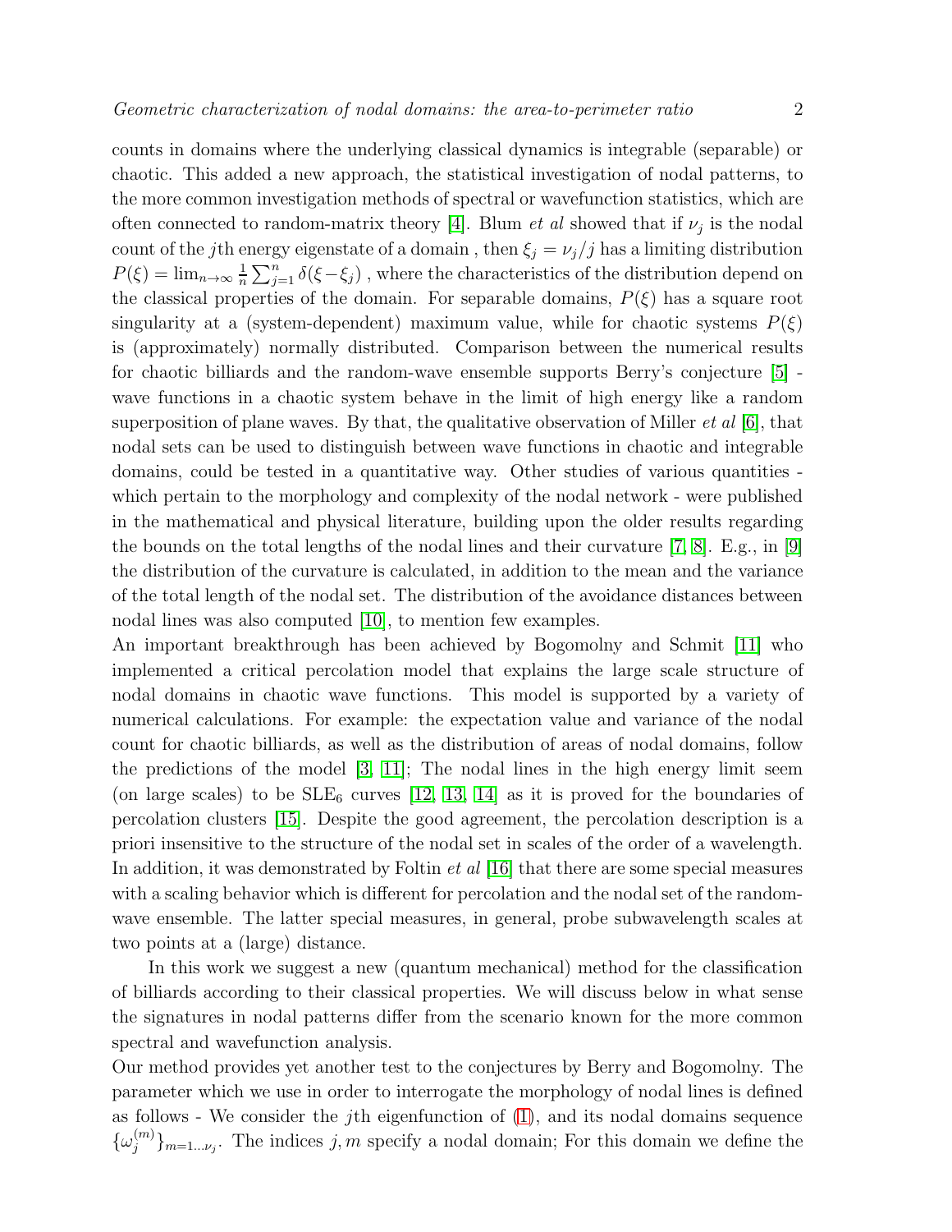counts in domains where the underlying classical dynamics is integrable (separable) or chaotic. This added a new approach, the statistical investigation of nodal patterns, to the more common investigation methods of spectral or wavefunction statistics, which are often connected to random-matrix theory [4]. Blum *et al* showed that if $\nu_j$ is the nodal count of the $j$th energy eigenstate of a domain , then $\xi_j = \nu_j/j$ has a limiting distribution $P(\xi) = \lim_{n\to\infty} \frac{1}{n}\sum_{j=1}^{n} \delta(\xi - \xi_j)$ , where the characteristics of the distribution depend on the classical properties of the domain. For separable domains, $P(\xi)$ has a square root singularity at a (system-dependent) maximum value, while for chaotic systems $P(\xi)$ is (approximately) normally distributed. Comparison between the numerical results for chaotic billiards and the random-wave ensemble supports Berry's conjecture [5] - wave functions in a chaotic system behave in the limit of high energy like a random superposition of plane waves. By that, the qualitative observation of Miller *et al* [6], that nodal sets can be used to distinguish between wave functions in chaotic and integrable domains, could be tested in a quantitative way. Other studies of various quantities - which pertain to the morphology and complexity of the nodal network - were published in the mathematical and physical literature, building upon the older results regarding the bounds on the total lengths of the nodal lines and their curvature [7, 8]. E.g., in [9] the distribution of the curvature is calculated, in addition to the mean and the variance of the total length of the nodal set. The distribution of the avoidance distances between nodal lines was also computed [10], to mention few examples.
An important breakthrough has been achieved by Bogomolny and Schmit [11] who implemented a critical percolation model that explains the large scale structure of nodal domains in chaotic wave functions. This model is supported by a variety of numerical calculations. For example: the expectation value and variance of the nodal count for chaotic billiards, as well as the distribution of areas of nodal domains, follow the predictions of the model [3, 11]; The nodal lines in the high energy limit seem (on large scales) to be $\mathrm{SLE}_6$ curves [12, 13, 14] as it is proved for the boundaries of percolation clusters [15]. Despite the good agreement, the percolation description is a priori insensitive to the structure of the nodal set in scales of the order of a wavelength. In addition, it was demonstrated by Foltin *et al* [16] that there are some special measures with a scaling behavior which is different for percolation and the nodal set of the random-wave ensemble. The latter special measures, in general, probe subwavelength scales at two points at a (large) distance.

In this work we suggest a new (quantum mechanical) method for the classification of billiards according to their classical properties. We will discuss below in what sense the signatures in nodal patterns differ from the scenario known for the more common spectral and wavefunction analysis.
Our method provides yet another test to the conjectures by Berry and Bogomolny. The parameter which we use in order to interrogate the morphology of nodal lines is defined as follows - We consider the $j$th eigenfunction of (1), and its nodal domains sequence $\{\omega_j^{(m)}\}_{m=1\ldots\nu_j}$. The indices $j, m$ specify a nodal domain; For this domain we define the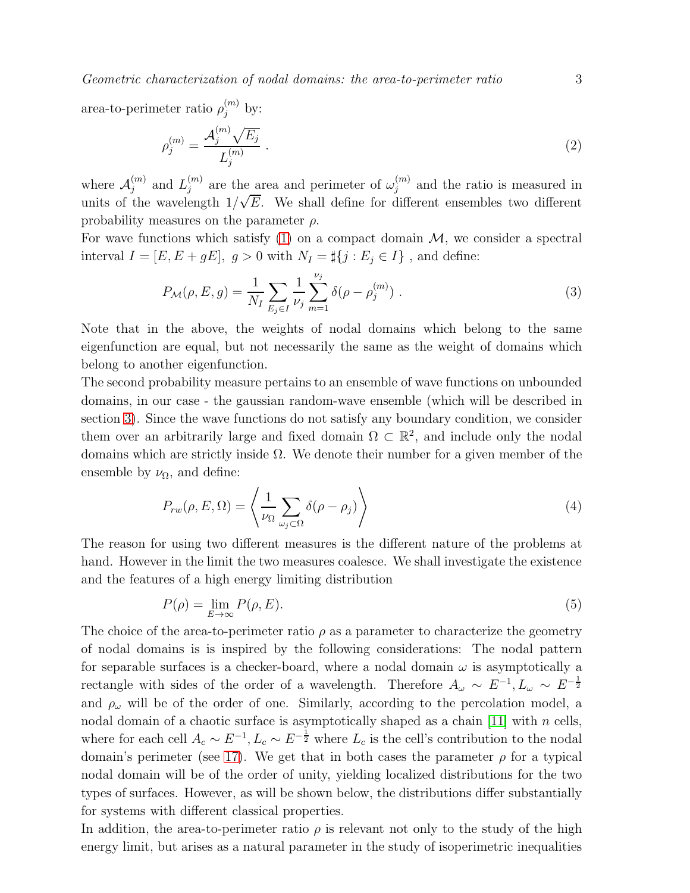area-to-perimeter ratio $\rho_j^{(m)}$ by:

$$\rho_j^{(m)} = \frac{\mathcal{A}_j^{(m)} \sqrt{E_j}}{L_j^{(m)}} \ . \tag{2}$$

where $\mathcal{A}_j^{(m)}$ and $L_j^{(m)}$ are the area and perimeter of $\omega_j^{(m)}$ and the ratio is measured in units of the wavelength $1/\sqrt{E}$. We shall define for different ensembles two different probability measures on the parameter $\rho$.

For wave functions which satisfy (1) on a compact domain $\mathcal{M}$, we consider a spectral interval $I = [E, E + gE], \ g > 0$ with $N_I = \sharp\{j : E_j \in I\}$ , and define:

$$P_{\mathcal{M}}(\rho, E, g) = \frac{1}{N_I} \sum_{E_j \in I} \frac{1}{\nu_j} \sum_{m=1}^{\nu_j} \delta(\rho - \rho_j^{(m)}) \ . \tag{3}$$

Note that in the above, the weights of nodal domains which belong to the same eigenfunction are equal, but not necessarily the same as the weight of domains which belong to another eigenfunction.

The second probability measure pertains to an ensemble of wave functions on unbounded domains, in our case - the gaussian random-wave ensemble (which will be described in section 3). Since the wave functions do not satisfy any boundary condition, we consider them over an arbitrarily large and fixed domain $\Omega \subset \mathbb{R}^2$, and include only the nodal domains which are strictly inside $\Omega$. We denote their number for a given member of the ensemble by $\nu_\Omega$, and define:

$$P_{rw}(\rho, E, \Omega) = \left\langle \frac{1}{\nu_\Omega} \sum_{\omega_j \subset \Omega} \delta(\rho - \rho_j) \right\rangle \tag{4}$$

The reason for using two different measures is the different nature of the problems at hand. However in the limit the two measures coalesce. We shall investigate the existence and the features of a high energy limiting distribution

$$P(\rho) = \lim_{E \to \infty} P(\rho, E). \tag{5}$$

The choice of the area-to-perimeter ratio $\rho$ as a parameter to characterize the geometry of nodal domains is is inspired by the following considerations: The nodal pattern for separable surfaces is a checker-board, where a nodal domain $\omega$ is asymptotically a rectangle with sides of the order of a wavelength. Therefore $A_\omega \sim E^{-1}, L_\omega \sim E^{-\frac{1}{2}}$ and $\rho_\omega$ will be of the order of one. Similarly, according to the percolation model, a nodal domain of a chaotic surface is asymptotically shaped as a chain [11] with $n$ cells, where for each cell $A_c \sim E^{-1}, L_c \sim E^{-\frac{1}{2}}$ where $L_c$ is the cell's contribution to the nodal domain's perimeter (see 17). We get that in both cases the parameter $\rho$ for a typical nodal domain will be of the order of unity, yielding localized distributions for the two types of surfaces. However, as will be shown below, the distributions differ substantially for systems with different classical properties.

In addition, the area-to-perimeter ratio $\rho$ is relevant not only to the study of the high energy limit, but arises as a natural parameter in the study of isoperimetric inequalities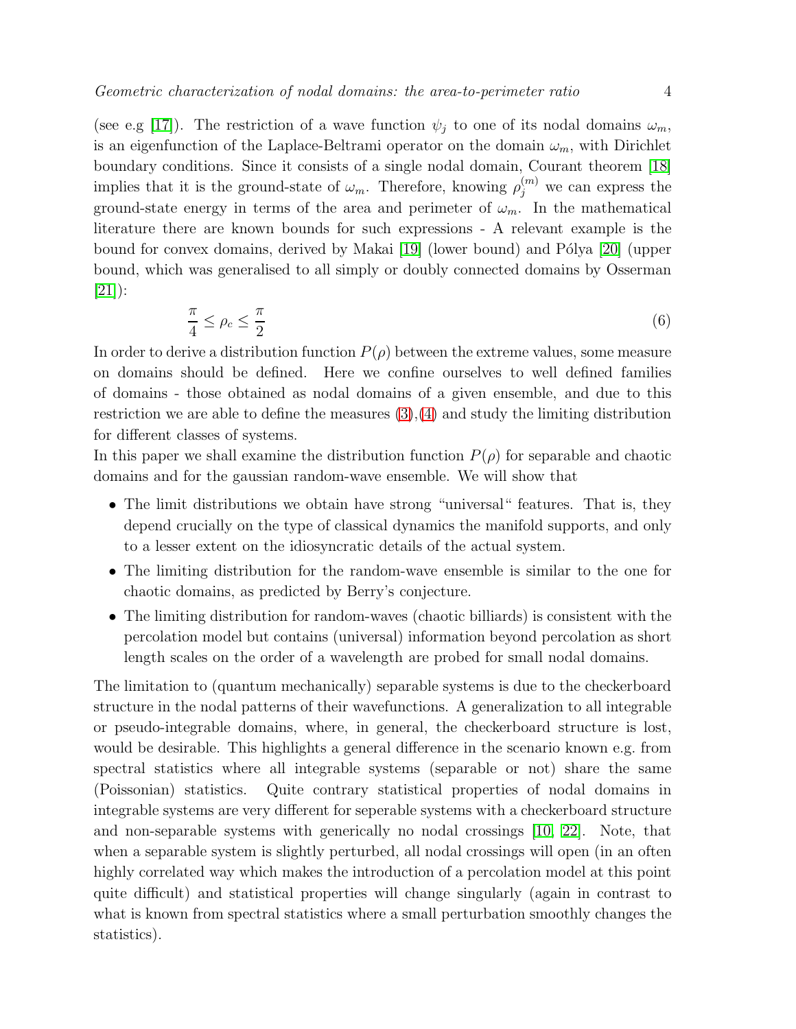(see e.g [17]). The restriction of a wave function $\psi_j$ to one of its nodal domains $\omega_m$, is an eigenfunction of the Laplace-Beltrami operator on the domain $\omega_m$, with Dirichlet boundary conditions. Since it consists of a single nodal domain, Courant theorem [18] implies that it is the ground-state of $\omega_m$. Therefore, knowing $\rho_j^{(m)}$ we can express the ground-state energy in terms of the area and perimeter of $\omega_m$. In the mathematical literature there are known bounds for such expressions - A relevant example is the bound for convex domains, derived by Makai [19] (lower bound) and Pólya [20] (upper bound, which was generalised to all simply or doubly connected domains by Osserman [21]):

$$\frac{\pi}{4} \leq \rho_c \leq \frac{\pi}{2} \tag{6}$$

In order to derive a distribution function $P(\rho)$ between the extreme values, some measure on domains should be defined. Here we confine ourselves to well defined families of domains - those obtained as nodal domains of a given ensemble, and due to this restriction we are able to define the measures (3),(4) and study the limiting distribution for different classes of systems.

In this paper we shall examine the distribution function $P(\rho)$ for separable and chaotic domains and for the gaussian random-wave ensemble. We will show that

- The limit distributions we obtain have strong "universal" features. That is, they depend crucially on the type of classical dynamics the manifold supports, and only to a lesser extent on the idiosyncratic details of the actual system.
- The limiting distribution for the random-wave ensemble is similar to the one for chaotic domains, as predicted by Berry's conjecture.
- The limiting distribution for random-waves (chaotic billiards) is consistent with the percolation model but contains (universal) information beyond percolation as short length scales on the order of a wavelength are probed for small nodal domains.

The limitation to (quantum mechanically) separable systems is due to the checkerboard structure in the nodal patterns of their wavefunctions. A generalization to all integrable or pseudo-integrable domains, where, in general, the checkerboard structure is lost, would be desirable. This highlights a general difference in the scenario known e.g. from spectral statistics where all integrable systems (separable or not) share the same (Poissonian) statistics. Quite contrary statistical properties of nodal domains in integrable systems are very different for seperable systems with a checkerboard structure and non-separable systems with generically no nodal crossings [10, 22]. Note, that when a separable system is slightly perturbed, all nodal crossings will open (in an often highly correlated way which makes the introduction of a percolation model at this point quite difficult) and statistical properties will change singularly (again in contrast to what is known from spectral statistics where a small perturbation smoothly changes the statistics).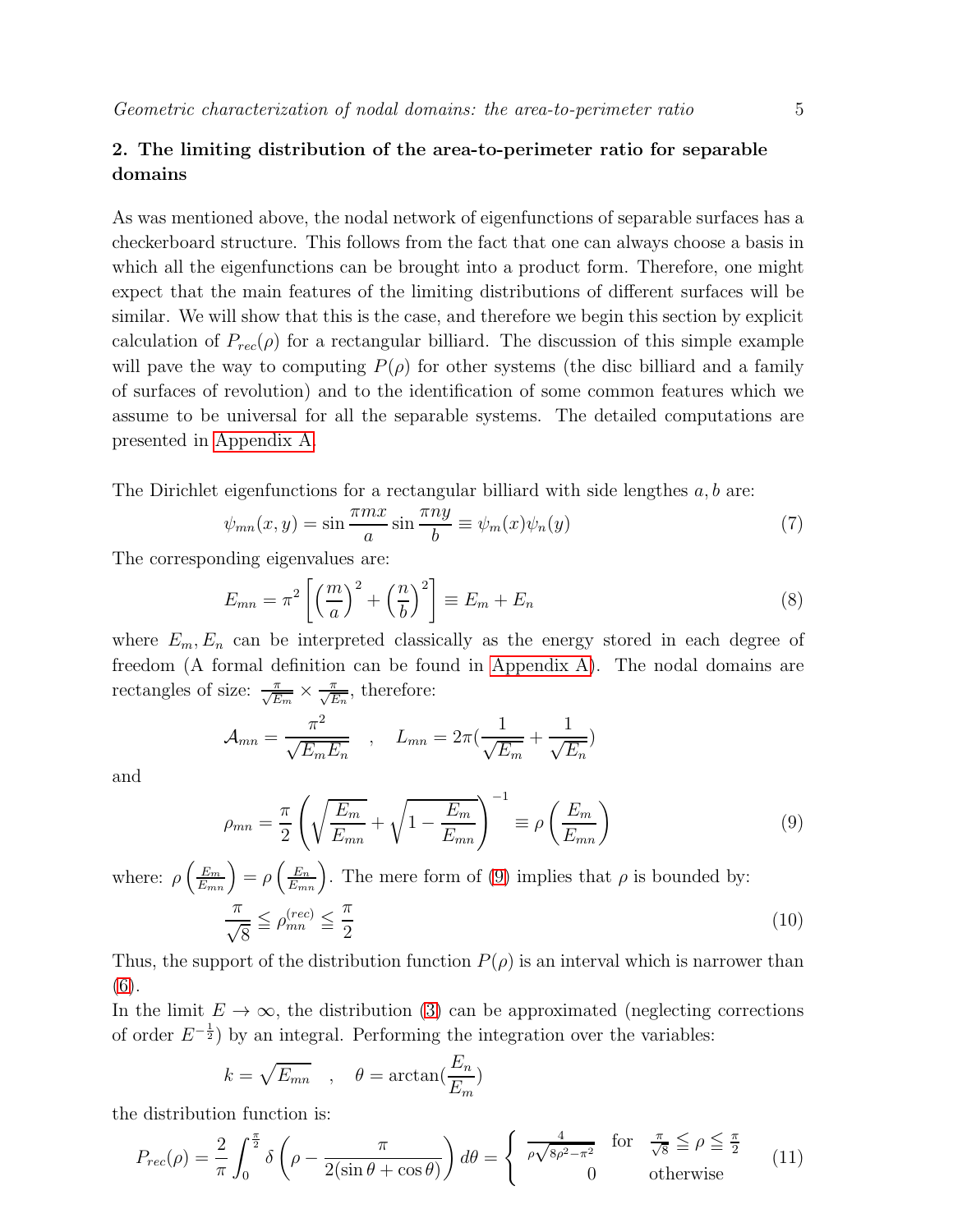## 2. The limiting distribution of the area-to-perimeter ratio for separable domains

As was mentioned above, the nodal network of eigenfunctions of separable surfaces has a checkerboard structure. This follows from the fact that one can always choose a basis in which all the eigenfunctions can be brought into a product form. Therefore, one might expect that the main features of the limiting distributions of different surfaces will be similar. We will show that this is the case, and therefore we begin this section by explicit calculation of $P_{rec}(\rho)$ for a rectangular billiard. The discussion of this simple example will pave the way to computing $P(\rho)$ for other systems (the disc billiard and a family of surfaces of revolution) and to the identification of some common features which we assume to be universal for all the separable systems. The detailed computations are presented in Appendix A.

The Dirichlet eigenfunctions for a rectangular billiard with side lengthes $a, b$ are:

$$\psi_{mn}(x,y) = \sin\frac{\pi m x}{a}\sin\frac{\pi n y}{b} \equiv \psi_m(x)\psi_n(y) \tag{7}$$

The corresponding eigenvalues are:

$$E_{mn} = \pi^2\left[\left(\frac{m}{a}\right)^2 + \left(\frac{n}{b}\right)^2\right] \equiv E_m + E_n \tag{8}$$

where $E_m, E_n$ can be interpreted classically as the energy stored in each degree of freedom (A formal definition can be found in Appendix A). The nodal domains are rectangles of size: $\frac{\pi}{\sqrt{E_m}} \times \frac{\pi}{\sqrt{E_n}}$, therefore:

$$\mathcal{A}_{mn} = \frac{\pi^2}{\sqrt{E_m E_n}} \quad , \quad L_{mn} = 2\pi\left(\frac{1}{\sqrt{E_m}} + \frac{1}{\sqrt{E_n}}\right)$$

and

$$\rho_{mn} = \frac{\pi}{2}\left(\sqrt{\frac{E_m}{E_{mn}}} + \sqrt{1 - \frac{E_m}{E_{mn}}}\right)^{-1} \equiv \rho\left(\frac{E_m}{E_{mn}}\right) \tag{9}$$

where: $\rho\left(\frac{E_m}{E_{mn}}\right) = \rho\left(\frac{E_n}{E_{mn}}\right)$. The mere form of (9) implies that $\rho$ is bounded by:

$$\frac{\pi}{\sqrt{8}} \leqq \rho^{(rec)}_{mn} \leqq \frac{\pi}{2} \tag{10}$$

Thus, the support of the distribution function $P(\rho)$ is an interval which is narrower than (6).

In the limit $E \to \infty$, the distribution (3) can be approximated (neglecting corrections of order $E^{-\frac{1}{2}}$) by an integral. Performing the integration over the variables:

$$k = \sqrt{E_{mn}} \quad , \quad \theta = \arctan\left(\frac{E_n}{E_m}\right)$$

the distribution function is:

$$P_{rec}(\rho) = \frac{2}{\pi}\int_0^{\frac{\pi}{2}} \delta\left(\rho - \frac{\pi}{2(\sin\theta + \cos\theta)}\right) d\theta = \begin{cases} \frac{4}{\rho\sqrt{8\rho^2 - \pi^2}} & \text{for} \quad \frac{\pi}{\sqrt{8}} \leqq \rho \leqq \frac{\pi}{2} \\ 0 & \text{otherwise} \end{cases} \tag{11}$$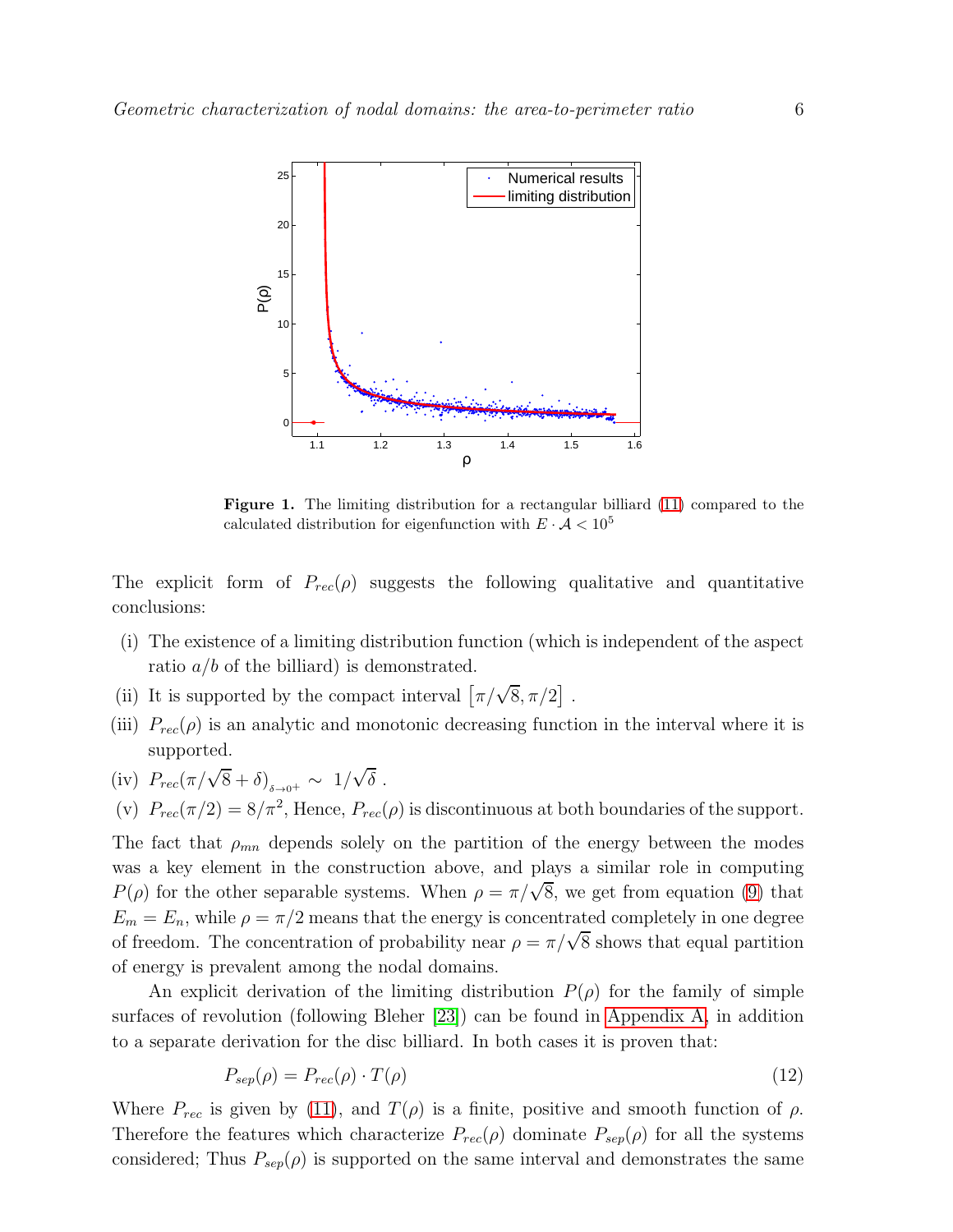**Figure 1.** The limiting distribution for a rectangular billiard (11) compared to the calculated distribution for eigenfunction with $E \cdot \mathcal{A} < 10^5$

The explicit form of $P_{rec}(\rho)$ suggests the following qualitative and quantitative conclusions:

(i) The existence of a limiting distribution function (which is independent of the aspect ratio $a/b$ of the billiard) is demonstrated.

(ii) It is supported by the compact interval $\left[\pi/\sqrt{8}, \pi/2\right]$ .

(iii) $P_{rec}(\rho)$ is an analytic and monotonic decreasing function in the interval where it is supported.

(iv) $P_{rec}(\pi/\sqrt{8} + \delta)_{\delta \to 0^+} \sim \ 1/\sqrt{\delta}$ .

(v) $P_{rec}(\pi/2) = 8/\pi^2$, Hence, $P_{rec}(\rho)$ is discontinuous at both boundaries of the support.

The fact that $\rho_{mn}$ depends solely on the partition of the energy between the modes was a key element in the construction above, and plays a similar role in computing $P(\rho)$ for the other separable systems. When $\rho = \pi/\sqrt{8}$, we get from equation (9) that $E_m = E_n$, while $\rho = \pi/2$ means that the energy is concentrated completely in one degree of freedom. The concentration of probability near $\rho = \pi/\sqrt{8}$ shows that equal partition of energy is prevalent among the nodal domains.

An explicit derivation of the limiting distribution $P(\rho)$ for the family of simple surfaces of revolution (following Bleher [23]) can be found in Appendix A, in addition to a separate derivation for the disc billiard. In both cases it is proven that:

$$P_{sep}(\rho) = P_{rec}(\rho) \cdot T(\rho) \tag{12}$$

Where $P_{rec}$ is given by (11), and $T(\rho)$ is a finite, positive and smooth function of $\rho$. Therefore the features which characterize $P_{rec}(\rho)$ dominate $P_{sep}(\rho)$ for all the systems considered; Thus $P_{sep}(\rho)$ is supported on the same interval and demonstrates the same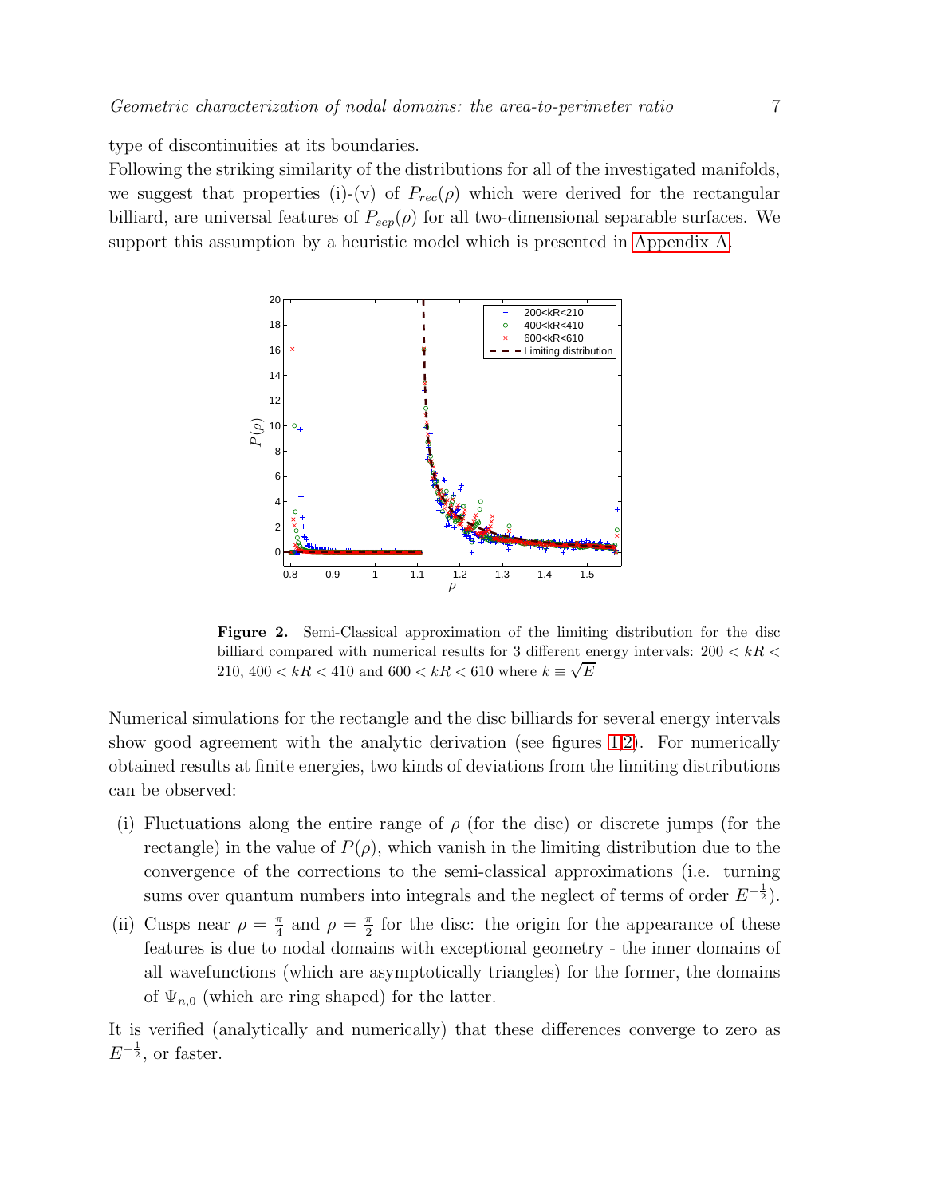type of discontinuities at its boundaries.

Following the striking similarity of the distributions for all of the investigated manifolds, we suggest that properties (i)-(v) of $P_{rec}(\rho)$ which were derived for the rectangular billiard, are universal features of $P_{sep}(\rho)$ for all two-dimensional separable surfaces. We support this assumption by a heuristic model which is presented in Appendix A.

**Figure 2.** Semi-Classical approximation of the limiting distribution for the disc billiard compared with numerical results for 3 different energy intervals: $200 < kR < 210$, $400 < kR < 410$ and $600 < kR < 610$ where $k \equiv \sqrt{E}$

Numerical simulations for the rectangle and the disc billiards for several energy intervals show good agreement with the analytic derivation (see figures 1,2). For numerically obtained results at finite energies, two kinds of deviations from the limiting distributions can be observed:

(i) Fluctuations along the entire range of $\rho$ (for the disc) or discrete jumps (for the rectangle) in the value of $P(\rho)$, which vanish in the limiting distribution due to the convergence of the corrections to the semi-classical approximations (i.e. turning sums over quantum numbers into integrals and the neglect of terms of order $E^{-\frac{1}{2}}$).

(ii) Cusps near $\rho = \frac{\pi}{4}$ and $\rho = \frac{\pi}{2}$ for the disc: the origin for the appearance of these features is due to nodal domains with exceptional geometry - the inner domains of all wavefunctions (which are asymptotically triangles) for the former, the domains of $\Psi_{n,0}$ (which are ring shaped) for the latter.

It is verified (analytically and numerically) that these differences converge to zero as $E^{-\frac{1}{2}}$, or faster.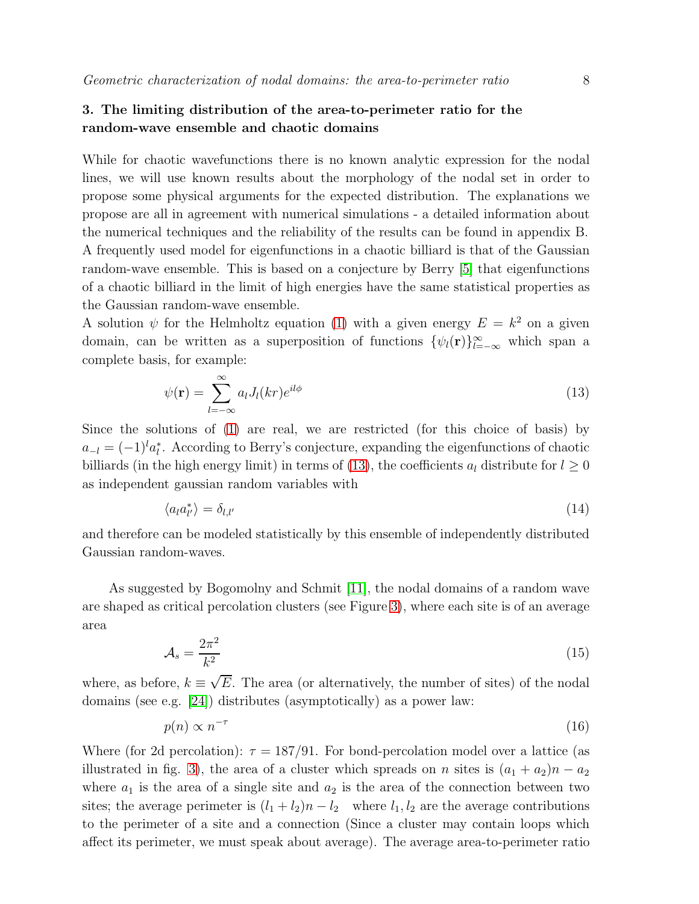## 3. The limiting distribution of the area-to-perimeter ratio for the random-wave ensemble and chaotic domains

While for chaotic wavefunctions there is no known analytic expression for the nodal lines, we will use known results about the morphology of the nodal set in order to propose some physical arguments for the expected distribution. The explanations we propose are all in agreement with numerical simulations - a detailed information about the numerical techniques and the reliability of the results can be found in appendix B. A frequently used model for eigenfunctions in a chaotic billiard is that of the Gaussian random-wave ensemble. This is based on a conjecture by Berry [5] that eigenfunctions of a chaotic billiard in the limit of high energies have the same statistical properties as the Gaussian random-wave ensemble.
A solution $\psi$ for the Helmholtz equation (1) with a given energy $E = k^2$ on a given domain, can be written as a superposition of functions $\{\psi_l(\mathbf{r})\}_{l=-\infty}^{\infty}$ which span a complete basis, for example:

$$\psi(\mathbf{r}) = \sum_{l=-\infty}^{\infty} a_l J_l(kr) e^{il\phi} \tag{13}$$

Since the solutions of (1) are real, we are restricted (for this choice of basis) by $a_{-l} = (-1)^l a_l^*$. According to Berry's conjecture, expanding the eigenfunctions of chaotic billiards (in the high energy limit) in terms of (13), the coefficients $a_l$ distribute for $l \geq 0$ as independent gaussian random variables with

$$\langle a_l a_{l'}^* \rangle = \delta_{l,l'} \tag{14}$$

and therefore can be modeled statistically by this ensemble of independently distributed Gaussian random-waves.

As suggested by Bogomolny and Schmit [11], the nodal domains of a random wave are shaped as critical percolation clusters (see Figure 3), where each site is of an average area

$$\mathcal{A}_s = \frac{2\pi^2}{k^2} \tag{15}$$

where, as before, $k \equiv \sqrt{E}$. The area (or alternatively, the number of sites) of the nodal domains (see e.g. [24]) distributes (asymptotically) as a power law:

$$p(n) \propto n^{-\tau} \tag{16}$$

Where (for 2d percolation): $\tau = 187/91$. For bond-percolation model over a lattice (as illustrated in fig. 3), the area of a cluster which spreads on $n$ sites is $(a_1 + a_2)n - a_2$ where $a_1$ is the area of a single site and $a_2$ is the area of the connection between two sites; the average perimeter is $(l_1 + l_2)n - l_2$ where $l_1, l_2$ are the average contributions to the perimeter of a site and a connection (Since a cluster may contain loops which affect its perimeter, we must speak about average). The average area-to-perimeter ratio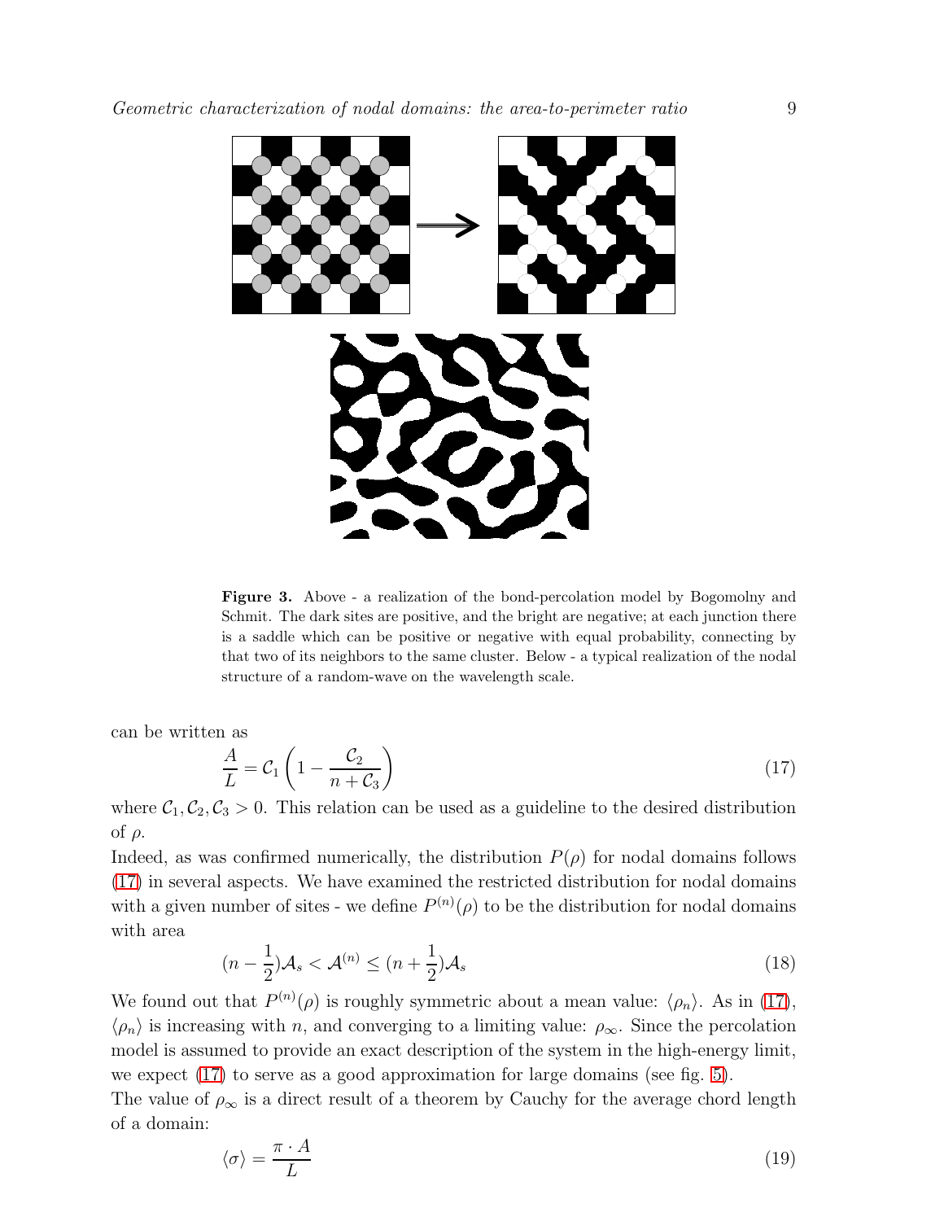**Figure 3.** Above - a realization of the bond-percolation model by Bogomolny and Schmit. The dark sites are positive, and the bright are negative; at each junction there is a saddle which can be positive or negative with equal probability, connecting by that two of its neighbors to the same cluster. Below - a typical realization of the nodal structure of a random-wave on the wavelength scale.

can be written as

$$\frac{A}{L} = \mathcal{C}_1 \left( 1 - \frac{\mathcal{C}_2}{n + \mathcal{C}_3} \right) \tag{17}$$

where $\mathcal{C}_1, \mathcal{C}_2, \mathcal{C}_3 > 0$. This relation can be used as a guideline to the desired distribution of $\rho$.

Indeed, as was confirmed numerically, the distribution $P(\rho)$ for nodal domains follows (17) in several aspects. We have examined the restricted distribution for nodal domains with a given number of sites - we define $P^{(n)}(\rho)$ to be the distribution for nodal domains with area

$$(n - \frac{1}{2})\mathcal{A}_s < \mathcal{A}^{(n)} \leq (n + \frac{1}{2})\mathcal{A}_s \tag{18}$$

We found out that $P^{(n)}(\rho)$ is roughly symmetric about a mean value: $\langle \rho_n \rangle$. As in (17), $\langle \rho_n \rangle$ is increasing with $n$, and converging to a limiting value: $\rho_\infty$. Since the percolation model is assumed to provide an exact description of the system in the high-energy limit, we expect (17) to serve as a good approximation for large domains (see fig. 5).

The value of $\rho_\infty$ is a direct result of a theorem by Cauchy for the average chord length of a domain:

$$\langle \sigma \rangle = \frac{\pi \cdot A}{L} \tag{19}$$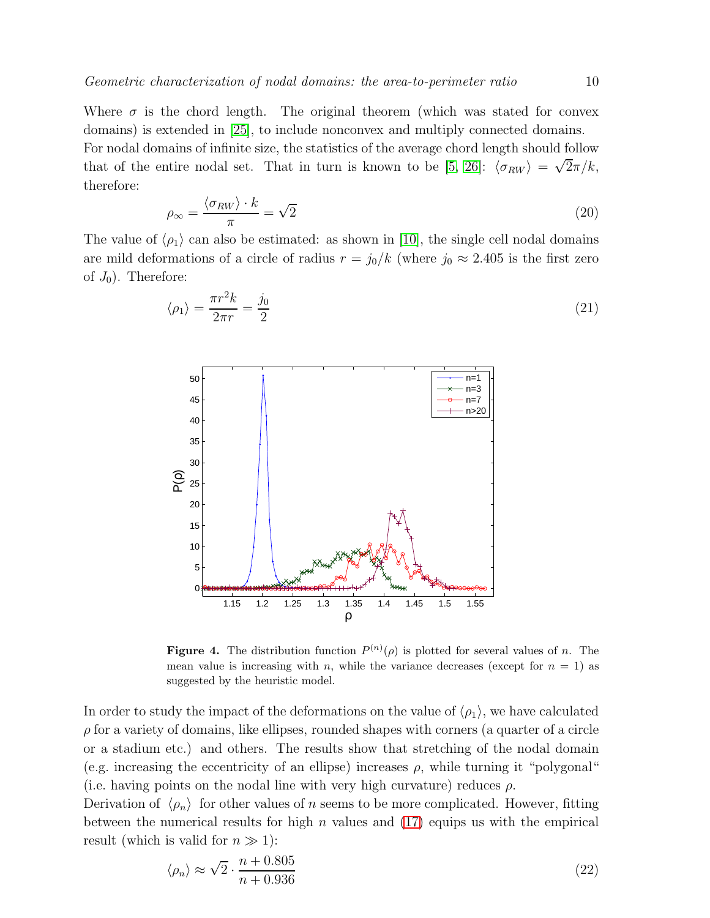Where $\sigma$ is the chord length. The original theorem (which was stated for convex domains) is extended in [25], to include nonconvex and multiply connected domains. For nodal domains of infinite size, the statistics of the average chord length should follow that of the entire nodal set. That in turn is known to be [5, 26]: $\langle \sigma_{RW} \rangle = \sqrt{2}\pi/k$, therefore:

$$\rho_\infty = \frac{\langle \sigma_{RW} \rangle \cdot k}{\pi} = \sqrt{2} \tag{20}$$

The value of $\langle \rho_1 \rangle$ can also be estimated: as shown in [10], the single cell nodal domains are mild deformations of a circle of radius $r = j_0/k$ (where $j_0 \approx 2.405$ is the first zero of $J_0$). Therefore:

$$\langle \rho_1 \rangle = \frac{\pi r^2 k}{2\pi r} = \frac{j_0}{2} \tag{21}$$

**Figure 4.** The distribution function $P^{(n)}(\rho)$ is plotted for several values of $n$. The mean value is increasing with $n$, while the variance decreases (except for $n = 1$) as suggested by the heuristic model.

In order to study the impact of the deformations on the value of $\langle \rho_1 \rangle$, we have calculated $\rho$ for a variety of domains, like ellipses, rounded shapes with corners (a quarter of a circle or a stadium etc.) and others. The results show that stretching of the nodal domain (e.g. increasing the eccentricity of an ellipse) increases $\rho$, while turning it "polygonal" (i.e. having points on the nodal line with very high curvature) reduces $\rho$.

Derivation of $\langle \rho_n \rangle$ for other values of $n$ seems to be more complicated. However, fitting between the numerical results for high $n$ values and (17) equips us with the empirical result (which is valid for $n \gg 1$):

$$\langle \rho_n \rangle \approx \sqrt{2} \cdot \frac{n + 0.805}{n + 0.936} \tag{22}$$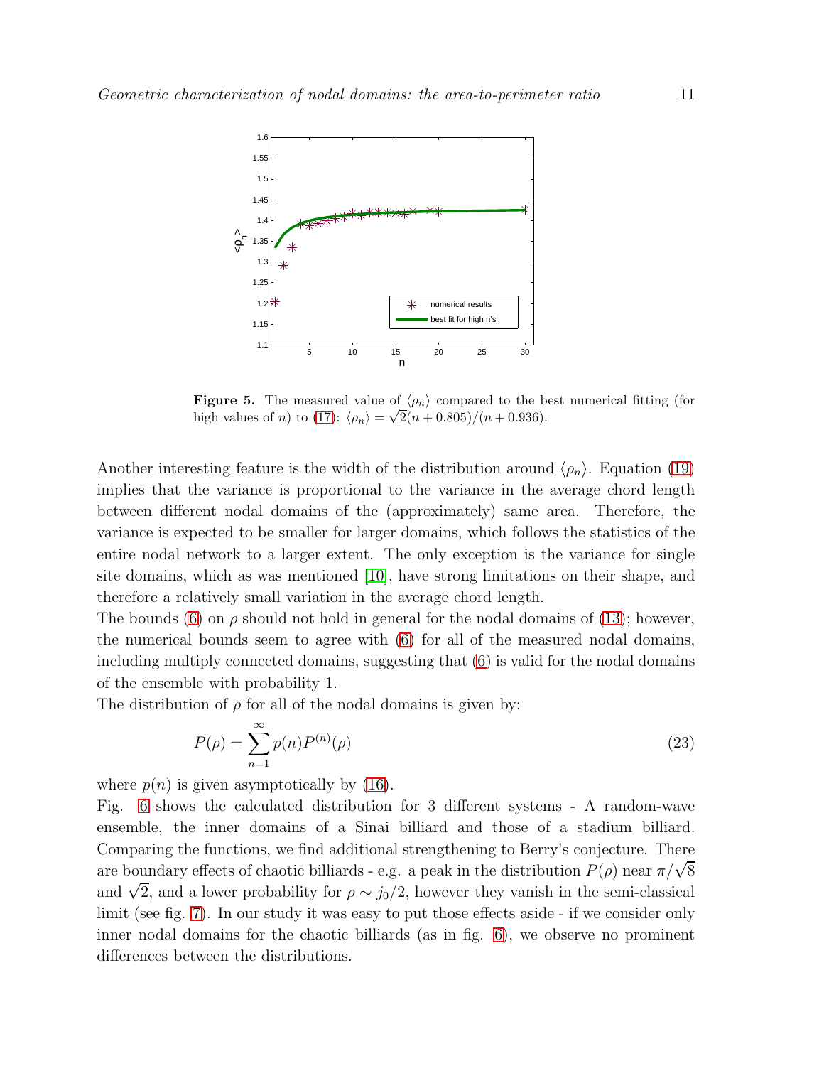**Figure 5.** The measured value of $\langle \rho_n \rangle$ compared to the best numerical fitting (for high values of $n$) to (17): $\langle \rho_n \rangle = \sqrt{2}(n + 0.805)/(n + 0.936)$.

Another interesting feature is the width of the distribution around $\langle \rho_n \rangle$. Equation (19) implies that the variance is proportional to the variance in the average chord length between different nodal domains of the (approximately) same area. Therefore, the variance is expected to be smaller for larger domains, which follows the statistics of the entire nodal network to a larger extent. The only exception is the variance for single site domains, which as was mentioned [10], have strong limitations on their shape, and therefore a relatively small variation in the average chord length.

The bounds (6) on $\rho$ should not hold in general for the nodal domains of (13); however, the numerical bounds seem to agree with (6) for all of the measured nodal domains, including multiply connected domains, suggesting that (6) is valid for the nodal domains of the ensemble with probability 1.

The distribution of $\rho$ for all of the nodal domains is given by:

$$P(\rho) = \sum_{n=1}^{\infty} p(n) P^{(n)}(\rho) \tag{23}$$

where $p(n)$ is given asymptotically by (16).

Fig. 6 shows the calculated distribution for 3 different systems - A random-wave ensemble, the inner domains of a Sinai billiard and those of a stadium billiard. Comparing the functions, we find additional strengthening to Berry's conjecture. There are boundary effects of chaotic billiards - e.g. a peak in the distribution $P(\rho)$ near $\pi/\sqrt{8}$ and $\sqrt{2}$, and a lower probability for $\rho \sim j_0/2$, however they vanish in the semi-classical limit (see fig. 7). In our study it was easy to put those effects aside - if we consider only inner nodal domains for the chaotic billiards (as in fig. 6), we observe no prominent differences between the distributions.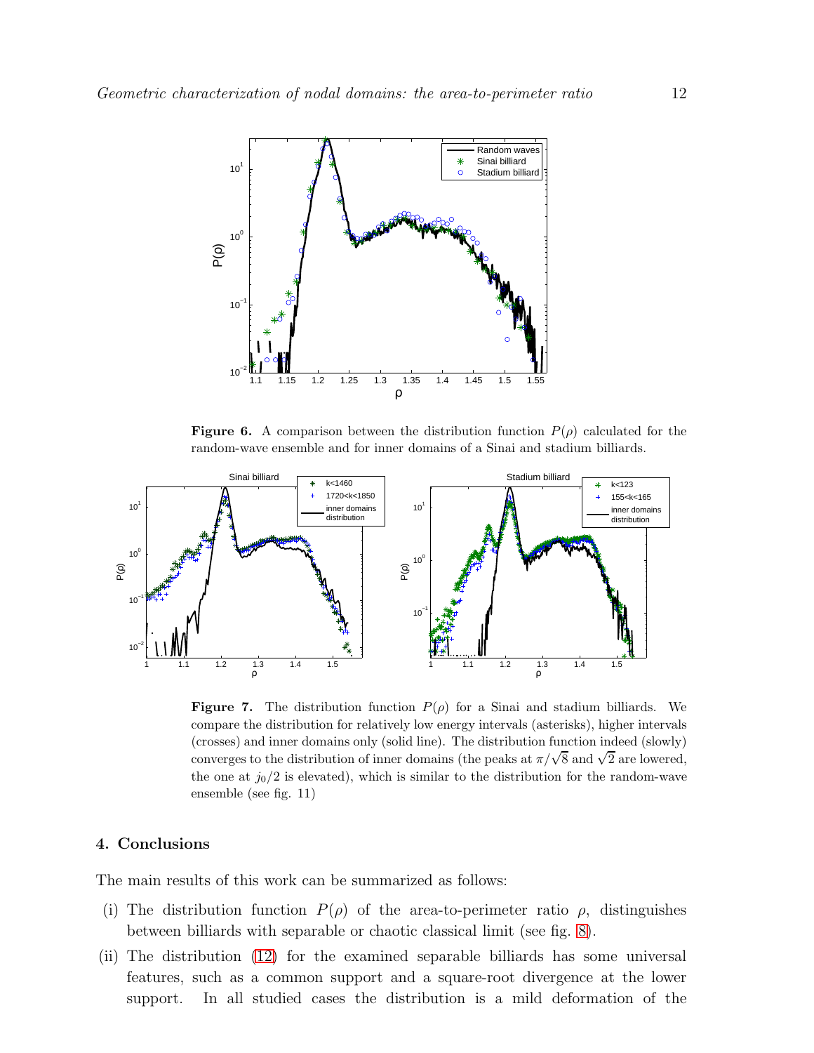**Figure 6.** A comparison between the distribution function $P(\rho)$ calculated for the random-wave ensemble and for inner domains of a Sinai and stadium billiards.

**Figure 7.** The distribution function $P(\rho)$ for a Sinai and stadium billiards. We compare the distribution for relatively low energy intervals (asterisks), higher intervals (crosses) and inner domains only (solid line). The distribution function indeed (slowly) converges to the distribution of inner domains (the peaks at $\pi/\sqrt{8}$ and $\sqrt{2}$ are lowered, the one at $j_0/2$ is elevated), which is similar to the distribution for the random-wave ensemble (see fig. 11)

## 4. Conclusions

The main results of this work can be summarized as follows:

(i) The distribution function $P(\rho)$ of the area-to-perimeter ratio $\rho$, distinguishes between billiards with separable or chaotic classical limit (see fig. 8).

(ii) The distribution (12) for the examined separable billiards has some universal features, such as a common support and a square-root divergence at the lower support. In all studied cases the distribution is a mild deformation of the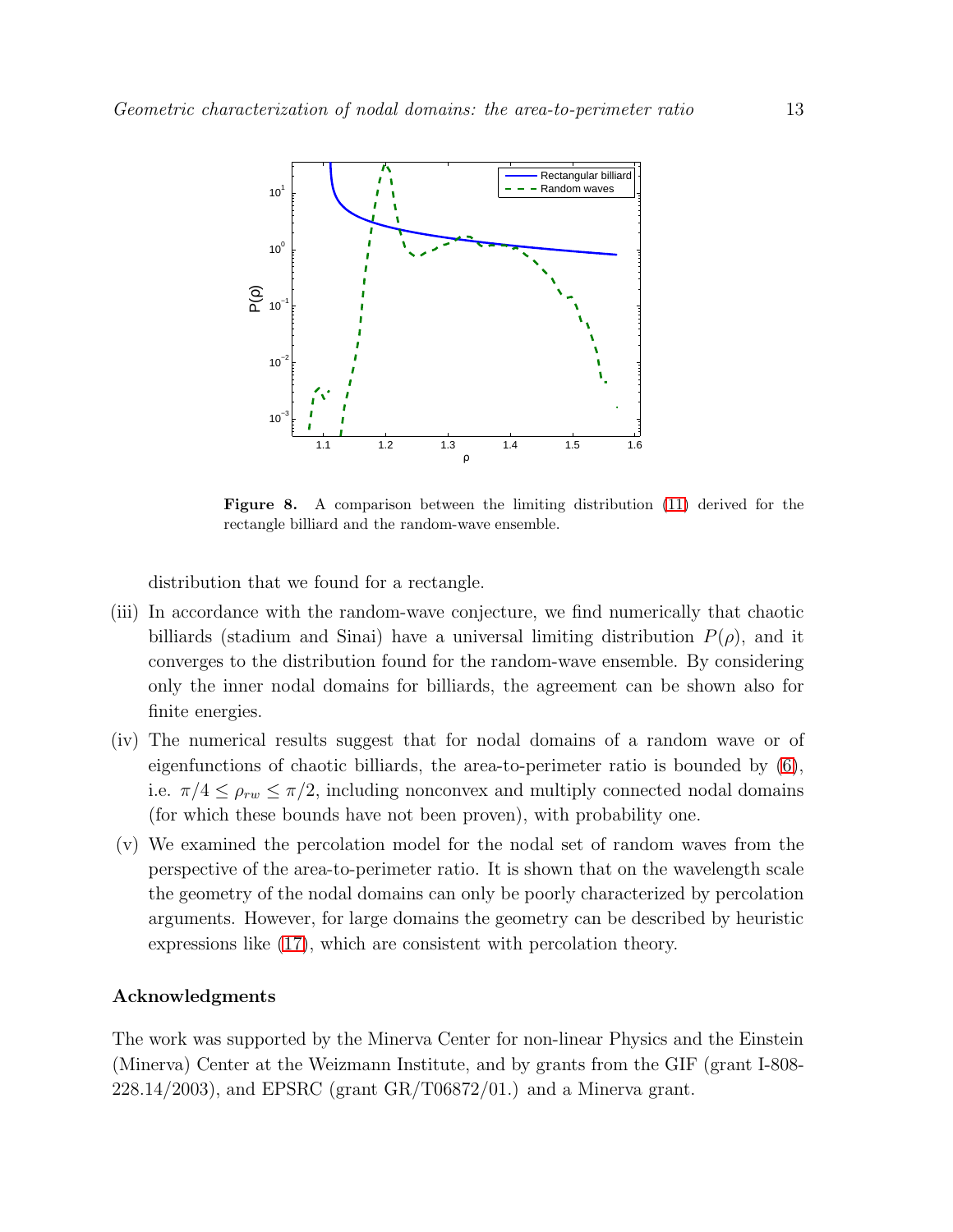**Figure 8.** A comparison between the limiting distribution (11) derived for the rectangle billiard and the random-wave ensemble.

distribution that we found for a rectangle.

(iii) In accordance with the random-wave conjecture, we find numerically that chaotic billiards (stadium and Sinai) have a universal limiting distribution $P(\rho)$, and it converges to the distribution found for the random-wave ensemble. By considering only the inner nodal domains for billiards, the agreement can be shown also for finite energies.

(iv) The numerical results suggest that for nodal domains of a random wave or of eigenfunctions of chaotic billiards, the area-to-perimeter ratio is bounded by (6), i.e. $\pi/4 \leq \rho_{rw} \leq \pi/2$, including nonconvex and multiply connected nodal domains (for which these bounds have not been proven), with probability one.

(v) We examined the percolation model for the nodal set of random waves from the perspective of the area-to-perimeter ratio. It is shown that on the wavelength scale the geometry of the nodal domains can only be poorly characterized by percolation arguments. However, for large domains the geometry can be described by heuristic expressions like (17), which are consistent with percolation theory.

## Acknowledgments

The work was supported by the Minerva Center for non-linear Physics and the Einstein (Minerva) Center at the Weizmann Institute, and by grants from the GIF (grant I-808-228.14/2003), and EPSRC (grant GR/T06872/01.) and a Minerva grant.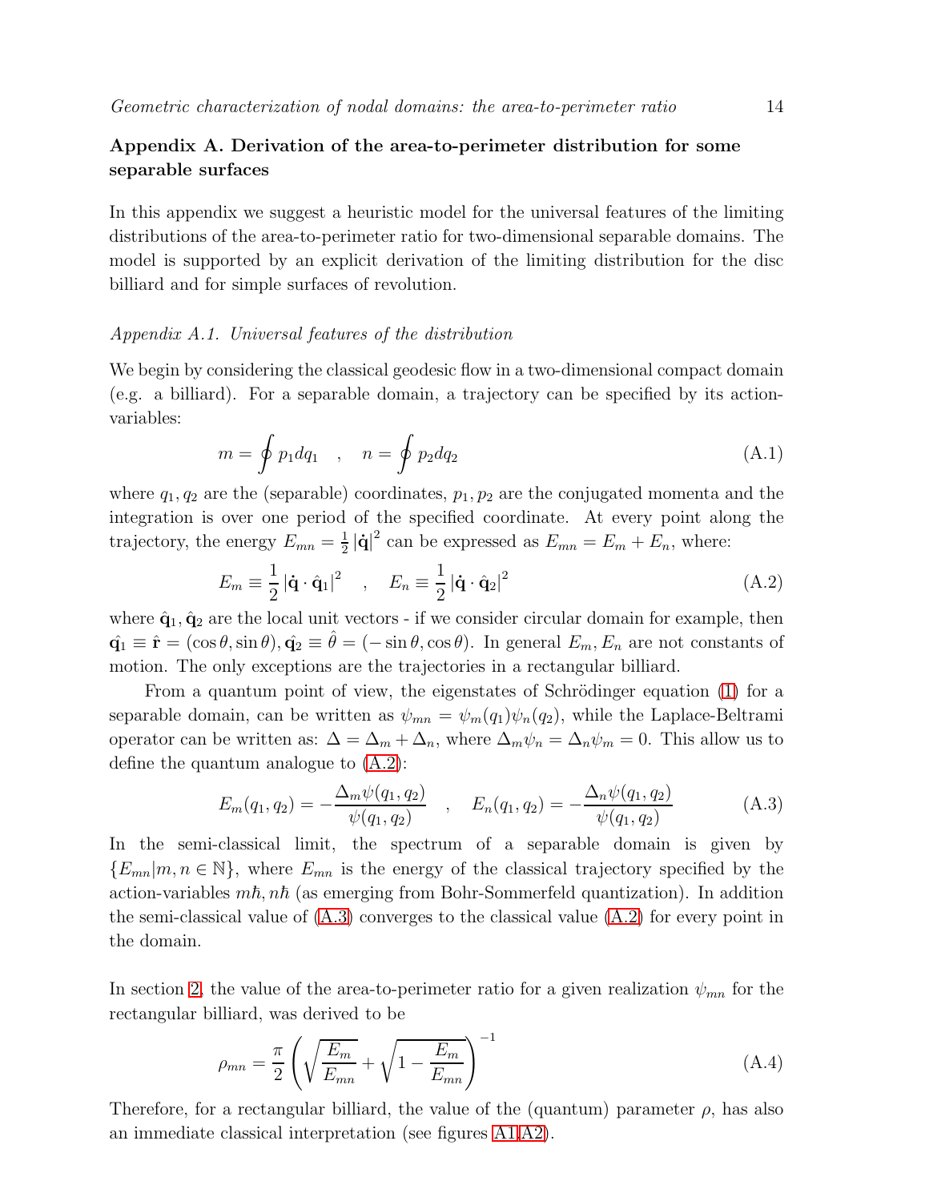## Appendix A. Derivation of the area-to-perimeter distribution for some separable surfaces

In this appendix we suggest a heuristic model for the universal features of the limiting distributions of the area-to-perimeter ratio for two-dimensional separable domains. The model is supported by an explicit derivation of the limiting distribution for the disc billiard and for simple surfaces of revolution.

### *Appendix A.1. Universal features of the distribution*

We begin by considering the classical geodesic flow in a two-dimensional compact domain (e.g. a billiard). For a separable domain, a trajectory can be specified by its action-variables:

$$m = \oint p_1 dq_1 \quad , \quad n = \oint p_2 dq_2 \tag{A.1}$$

where $q_1, q_2$ are the (separable) coordinates, $p_1, p_2$ are the conjugated momenta and the integration is over one period of the specified coordinate. At every point along the trajectory, the energy $E_{mn} = \frac{1}{2}|\dot{\mathbf{q}}|^2$ can be expressed as $E_{mn} = E_m + E_n$, where:

$$E_m \equiv \frac{1}{2}|\dot{\mathbf{q}} \cdot \hat{\mathbf{q}}_1|^2 \quad , \quad E_n \equiv \frac{1}{2}|\dot{\mathbf{q}} \cdot \hat{\mathbf{q}}_2|^2 \tag{A.2}$$

where $\hat{\mathbf{q}}_1, \hat{\mathbf{q}}_2$ are the local unit vectors - if we consider circular domain for example, then $\hat{\mathbf{q}_1} \equiv \hat{\mathbf{r}} = (\cos\theta, \sin\theta), \hat{\mathbf{q}}_2 \equiv \hat{\theta} = (-\sin\theta, \cos\theta)$. In general $E_m, E_n$ are not constants of motion. The only exceptions are the trajectories in a rectangular billiard.

From a quantum point of view, the eigenstates of Schrödinger equation (1) for a separable domain, can be written as $\psi_{mn} = \psi_m(q_1)\psi_n(q_2)$, while the Laplace-Beltrami operator can be written as: $\Delta = \Delta_m + \Delta_n$, where $\Delta_m\psi_n = \Delta_n\psi_m = 0$. This allow us to define the quantum analogue to (A.2):

$$E_m(q_1, q_2) = -\frac{\Delta_m \psi(q_1, q_2)}{\psi(q_1, q_2)} \quad , \quad E_n(q_1, q_2) = -\frac{\Delta_n \psi(q_1, q_2)}{\psi(q_1, q_2)} \tag{A.3}$$

In the semi-classical limit, the spectrum of a separable domain is given by $\{E_{mn} | m, n \in \mathbb{N}\}$, where $E_{mn}$ is the energy of the classical trajectory specified by the action-variables $m\hbar, n\hbar$ (as emerging from Bohr-Sommerfeld quantization). In addition the semi-classical value of (A.3) converges to the classical value (A.2) for every point in the domain.

In section 2, the value of the area-to-perimeter ratio for a given realization $\psi_{mn}$ for the rectangular billiard, was derived to be

$$\rho_{mn} = \frac{\pi}{2}\left(\sqrt{\frac{E_m}{E_{mn}}} + \sqrt{1 - \frac{E_m}{E_{mn}}}\right)^{-1} \tag{A.4}$$

Therefore, for a rectangular billiard, the value of the (quantum) parameter $\rho$, has also an immediate classical interpretation (see figures A1,A2).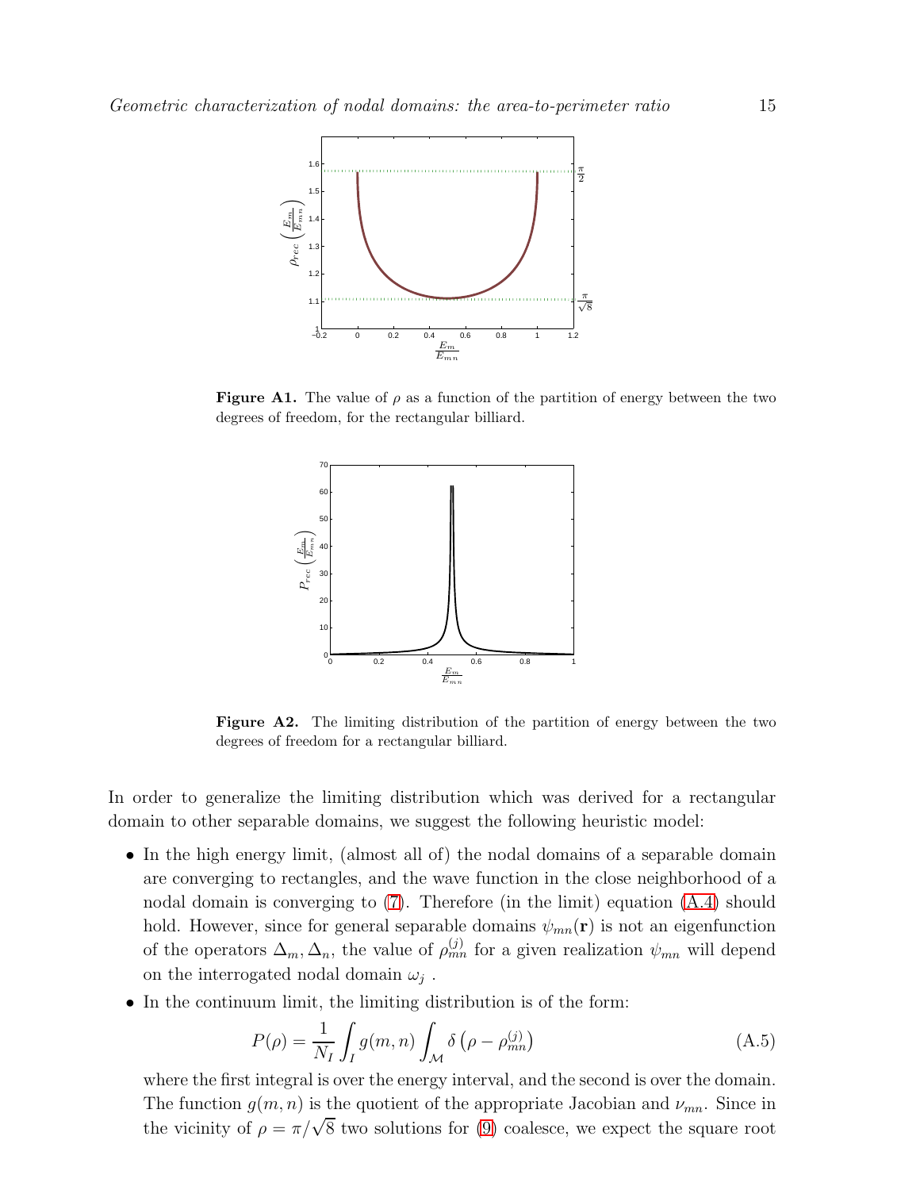**Figure A1.** The value of $\rho$ as a function of the partition of energy between the two degrees of freedom, for the rectangular billiard.

**Figure A2.** The limiting distribution of the partition of energy between the two degrees of freedom for a rectangular billiard.

In order to generalize the limiting distribution which was derived for a rectangular domain to other separable domains, we suggest the following heuristic model:

- In the high energy limit, (almost all of) the nodal domains of a separable domain are converging to rectangles, and the wave function in the close neighborhood of a nodal domain is converging to (7). Therefore (in the limit) equation (A.4) should hold. However, since for general separable domains $\psi_{mn}(\mathbf{r})$ is not an eigenfunction of the operators $\Delta_m, \Delta_n$, the value of $\rho_{mn}^{(j)}$ for a given realization $\psi_{mn}$ will depend on the interrogated nodal domain $\omega_j$ .
- In the continuum limit, the limiting distribution is of the form:

$$P(\rho) = \frac{1}{N_I} \int_I g(m,n) \int_{\mathcal{M}} \delta\left(\rho - \rho_{mn}^{(j)}\right) \tag{A.5}$$

where the first integral is over the energy interval, and the second is over the domain. The function $g(m,n)$ is the quotient of the appropriate Jacobian and $\nu_{mn}$. Since in the vicinity of $\rho = \pi/\sqrt{8}$ two solutions for (9) coalesce, we expect the square root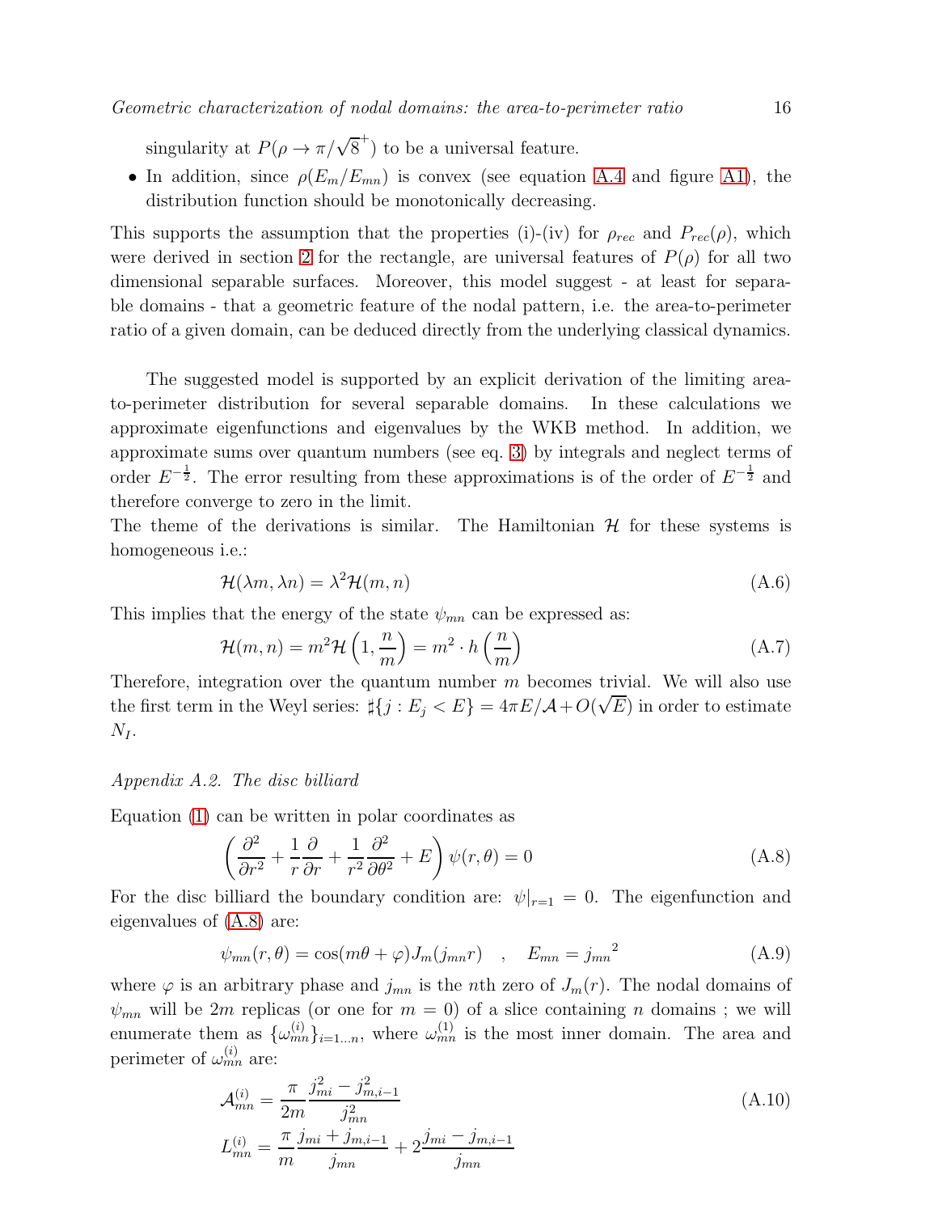singularity at $P(\rho \to \pi/\sqrt{8}^+)$ to be a universal feature.

- In addition, since $\rho(E_m/E_{mn})$ is convex (see equation A.4 and figure A1), the distribution function should be monotonically decreasing.

This supports the assumption that the properties (i)-(iv) for $\rho_{rec}$ and $P_{rec}(\rho)$, which were derived in section 2 for the rectangle, are universal features of $P(\rho)$ for all two dimensional separable surfaces. Moreover, this model suggest - at least for separable domains - that a geometric feature of the nodal pattern, i.e. the area-to-perimeter ratio of a given domain, can be deduced directly from the underlying classical dynamics.

The suggested model is supported by an explicit derivation of the limiting area-to-perimeter distribution for several separable domains. In these calculations we approximate eigenfunctions and eigenvalues by the WKB method. In addition, we approximate sums over quantum numbers (see eq. 3) by integrals and neglect terms of order $E^{-\frac{1}{2}}$. The error resulting from these approximations is of the order of $E^{-\frac{1}{2}}$ and therefore converge to zero in the limit.

The theme of the derivations is similar. The Hamiltonian $\mathcal{H}$ for these systems is homogeneous i.e.:

$$\mathcal{H}(\lambda m, \lambda n) = \lambda^2 \mathcal{H}(m, n) \tag{A.6}$$

This implies that the energy of the state $\psi_{mn}$ can be expressed as:

$$\mathcal{H}(m, n) = m^2 \mathcal{H}\left(1, \frac{n}{m}\right) = m^2 \cdot h\left(\frac{n}{m}\right) \tag{A.7}$$

Therefore, integration over the quantum number $m$ becomes trivial. We will also use the first term in the Weyl series: $\sharp\{j : E_j < E\} = 4\pi E/\mathcal{A} + O(\sqrt{E})$ in order to estimate $N_I$.

*Appendix A.2. The disc billiard*

Equation (1) can be written in polar coordinates as

$$\left(\frac{\partial^2}{\partial r^2} + \frac{1}{r}\frac{\partial}{\partial r} + \frac{1}{r^2}\frac{\partial^2}{\partial \theta^2} + E\right)\psi(r, \theta) = 0 \tag{A.8}$$

For the disc billiard the boundary condition are: $\psi|_{r=1} = 0$. The eigenfunction and eigenvalues of (A.8) are:

$$\psi_{mn}(r, \theta) = \cos(m\theta + \varphi) J_m(j_{mn} r) \quad , \quad E_{mn} = {j_{mn}}^2 \tag{A.9}$$

where $\varphi$ is an arbitrary phase and $j_{mn}$ is the $n$th zero of $J_m(r)$. The nodal domains of $\psi_{mn}$ will be $2m$ replicas (or one for $m = 0$) of a slice containing $n$ domains ; we will enumerate them as $\{\omega_{mn}^{(i)}\}_{i=1\ldots n}$, where $\omega_{mn}^{(1)}$ is the most inner domain. The area and perimeter of $\omega_{mn}^{(i)}$ are:

$$\begin{aligned}
\mathcal{A}_{mn}^{(i)} &= \frac{\pi}{2m}\frac{j_{mi}^2 - j_{m,i-1}^2}{j_{mn}^2} \\
L_{mn}^{(i)} &= \frac{\pi}{m}\frac{j_{mi} + j_{m,i-1}}{j_{mn}} + 2\frac{j_{mi} - j_{m,i-1}}{j_{mn}}
\end{aligned} \tag{A.10}$$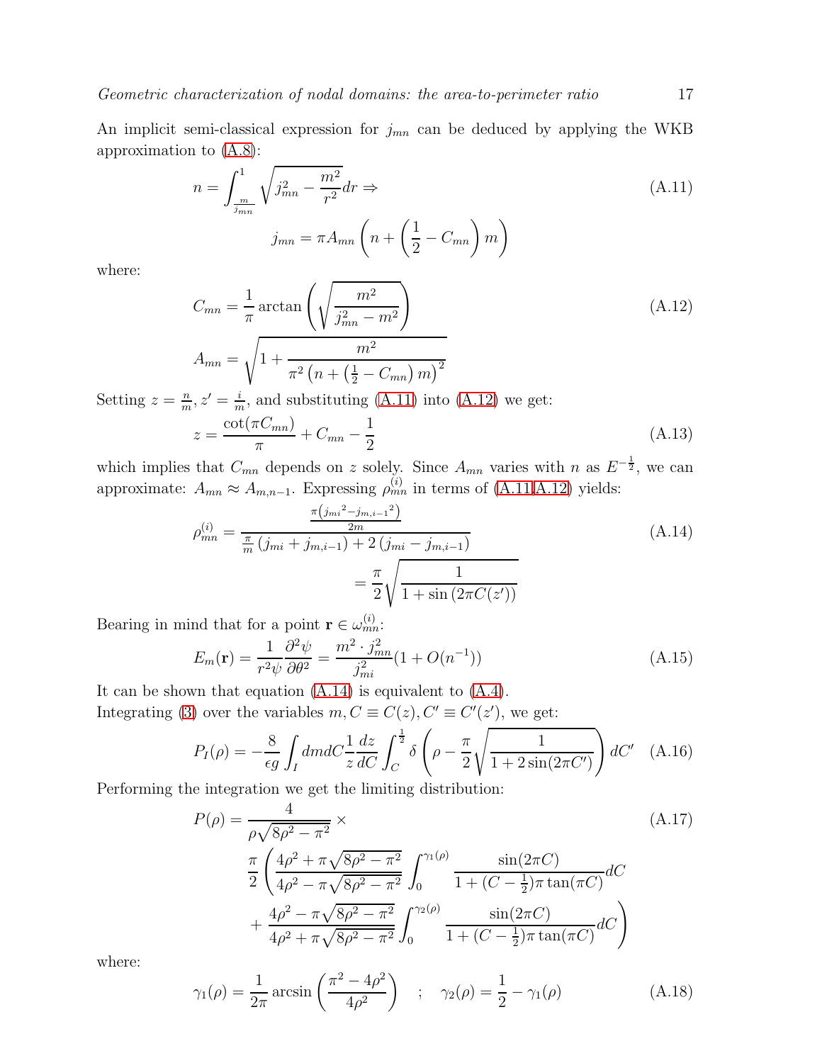An implicit semi-classical expression for $j_{mn}$ can be deduced by applying the WKB approximation to (A.8):

$$
n = \int_{\frac{m}{j_{mn}}}^{1} \sqrt{j_{mn}^2 - \frac{m^2}{r^2}} dr \Rightarrow \tag{A.11}
$$

$$
j_{mn} = \pi A_{mn} \left( n + \left( \frac{1}{2} - C_{mn} \right) m \right)
$$

where:

$$
C_{mn} = \frac{1}{\pi} \arctan \left( \sqrt{\frac{m^2}{j_{mn}^2 - m^2}} \right) \tag{A.12}
$$

$$
A_{mn} = \sqrt{1 + \frac{m^2}{\pi^2 \left( n + \left( \frac{1}{2} - C_{mn} \right) m \right)^2}}
$$

Setting $z = \frac{n}{m}, z' = \frac{i}{m}$, and substituting (A.11) into (A.12) we get:

$$
z = \frac{\cot(\pi C_{mn})}{\pi} + C_{mn} - \frac{1}{2} \tag{A.13}
$$

which implies that $C_{mn}$ depends on $z$ solely. Since $A_{mn}$ varies with $n$ as $E^{-\frac{1}{2}}$, we can approximate: $A_{mn} \approx A_{m,n-1}$. Expressing $\rho_{mn}^{(i)}$ in terms of (A.11,A.12) yields:

$$
\rho_{mn}^{(i)} = \frac{\frac{\pi \left( {j_{mi}}^2 - {j_{m,i-1}}^2 \right)}{2m}}{\frac{\pi}{m} \left( j_{mi} + j_{m,i-1} \right) + 2 \left( j_{mi} - j_{m,i-1} \right)} \tag{A.14}
$$

$$
= \frac{\pi}{2} \sqrt{\frac{1}{1 + \sin\left(2\pi C(z')\right)}}
$$

Bearing in mind that for a point $\mathbf{r} \in \omega_{mn}^{(i)}$:

$$
E_m(\mathbf{r}) = \frac{1}{r^2 \psi} \frac{\partial^2 \psi}{\partial \theta^2} = \frac{m^2 \cdot j_{mn}^2}{j_{mi}^2} (1 + O(n^{-1})) \tag{A.15}
$$

It can be shown that equation (A.14) is equivalent to (A.4).
Integrating (3) over the variables $m, C \equiv C(z), C' \equiv C'(z')$, we get:

$$
P_I(\rho) = -\frac{8}{\epsilon g} \int_I dm dC \frac{1}{z} \frac{dz}{dC} \int_C^{\frac{1}{2}} \delta \left( \rho - \frac{\pi}{2} \sqrt{\frac{1}{1 + 2\sin(2\pi C')}} \right) dC' \tag{A.16}
$$

Performing the integration we get the limiting distribution:

$$
P(\rho) = \frac{4}{\rho \sqrt{8\rho^2 - \pi^2}} \times \tag{A.17}
$$

$$
\frac{\pi}{2} \left( \frac{4\rho^2 + \pi\sqrt{8\rho^2 - \pi^2}}{4\rho^2 - \pi\sqrt{8\rho^2 - \pi^2}} \int_0^{\gamma_1(\rho)} \frac{\sin(2\pi C)}{1 + (C - \frac{1}{2})\pi \tan(\pi C)} dC \right.
$$

$$
\left. + \frac{4\rho^2 - \pi\sqrt{8\rho^2 - \pi^2}}{4\rho^2 + \pi\sqrt{8\rho^2 - \pi^2}} \int_0^{\gamma_2(\rho)} \frac{\sin(2\pi C)}{1 + (C - \frac{1}{2})\pi \tan(\pi C)} dC \right)
$$

where:

$$
\gamma_1(\rho) = \frac{1}{2\pi} \arcsin \left( \frac{\pi^2 - 4\rho^2}{4\rho^2} \right) \quad ; \quad \gamma_2(\rho) = \frac{1}{2} - \gamma_1(\rho) \tag{A.18}
$$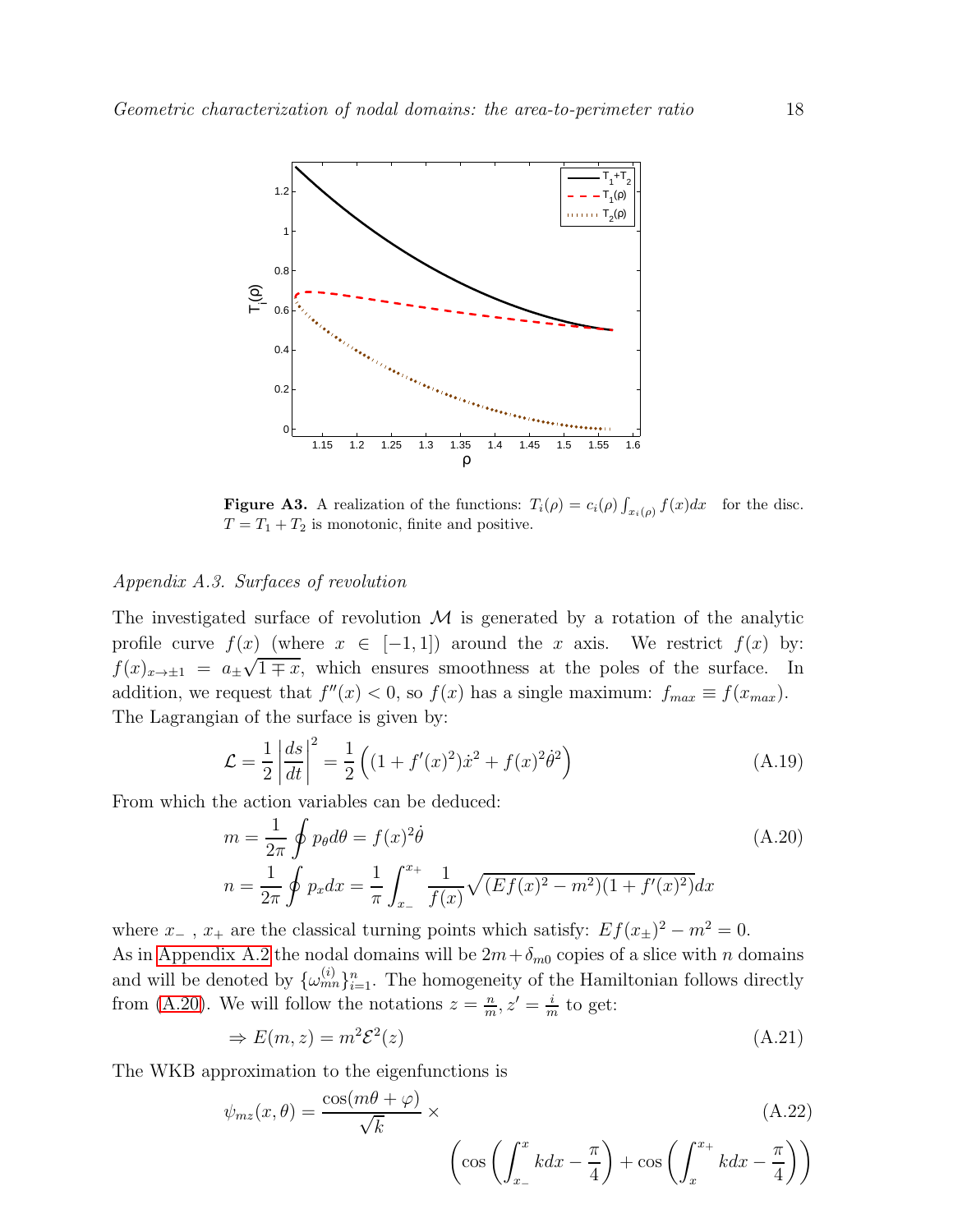**Figure A3.** A realization of the functions: $T_i(\rho) = c_i(\rho) \int_{x_i(\rho)} f(x)dx$ for the disc. $T = T_1 + T_2$ is monotonic, finite and positive.

*Appendix A.3. Surfaces of revolution*

The investigated surface of revolution $\mathcal{M}$ is generated by a rotation of the analytic profile curve $f(x)$ (where $x \in [-1, 1]$) around the $x$ axis. We restrict $f(x)$ by: $f(x)_{x \to \pm 1} = a_{\pm}\sqrt{1 \mp x}$, which ensures smoothness at the poles of the surface. In addition, we request that $f''(x) < 0$, so $f(x)$ has a single maximum: $f_{max} \equiv f(x_{max})$. The Lagrangian of the surface is given by:

$$\mathcal{L} = \frac{1}{2}\left|\frac{ds}{dt}\right|^2 = \frac{1}{2}\left((1 + f'(x)^2)\dot{x}^2 + f(x)^2\dot{\theta}^2\right) \tag{A.19}$$

From which the action variables can be deduced:

$$m = \frac{1}{2\pi}\oint p_\theta d\theta = f(x)^2\dot{\theta} \tag{A.20}$$
$$n = \frac{1}{2\pi}\oint p_x dx = \frac{1}{\pi}\int_{x_-}^{x_+} \frac{1}{f(x)}\sqrt{(Ef(x)^2 - m^2)(1 + f'(x)^2)}dx$$

where $x_-$ , $x_+$ are the classical turning points which satisfy: $Ef(x_\pm)^2 - m^2 = 0$.
As in Appendix A.2 the nodal domains will be $2m + \delta_{m0}$ copies of a slice with $n$ domains and will be denoted by $\{\omega_{mn}^{(i)}\}_{i=1}^n$. The homogeneity of the Hamiltonian follows directly from (A.20). We will follow the notations $z = \frac{n}{m}, z' = \frac{i}{m}$ to get:

$$\Rightarrow E(m, z) = m^2\mathcal{E}^2(z) \tag{A.21}$$

The WKB approximation to the eigenfunctions is

$$\psi_{mz}(x, \theta) = \frac{\cos(m\theta + \varphi)}{\sqrt{k}} \times \left(\cos\left(\int_{x_-}^{x} kdx - \frac{\pi}{4}\right) + \cos\left(\int_{x}^{x_+} kdx - \frac{\pi}{4}\right)\right) \tag{A.22}$$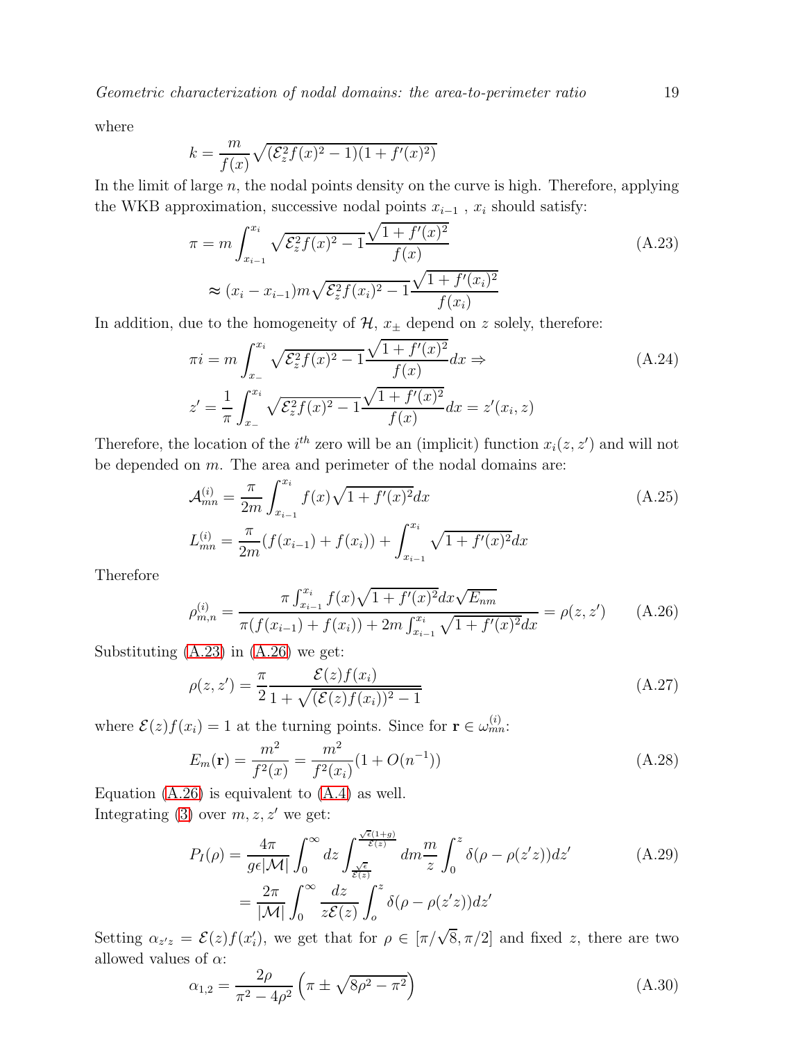where

$$k = \frac{m}{f(x)}\sqrt{(\mathcal{E}_z^2 f(x)^2 - 1)(1 + f'(x)^2)}$$

In the limit of large $n$, the nodal points density on the curve is high. Therefore, applying the WKB approximation, successive nodal points $x_{i-1}$ , $x_i$ should satisfy:

$$\begin{aligned}
\pi &= m\int_{x_{i-1}}^{x_i} \sqrt{\mathcal{E}_z^2 f(x)^2 - 1}\frac{\sqrt{1+f'(x)^2}}{f(x)} \\
&\approx (x_i - x_{i-1}) m \sqrt{\mathcal{E}_z^2 f(x_i)^2 - 1}\frac{\sqrt{1+f'(x_i)^2}}{f(x_i)}
\end{aligned} \tag{A.23}$$

In addition, due to the homogeneity of $\mathcal{H}$, $x_\pm$ depend on $z$ solely, therefore:

$$\begin{aligned}
\pi i &= m\int_{x_-}^{x_i} \sqrt{\mathcal{E}_z^2 f(x)^2 - 1}\frac{\sqrt{1+f'(x)^2}}{f(x)}dx \Rightarrow \\
z' &= \frac{1}{\pi}\int_{x_-}^{x_i} \sqrt{\mathcal{E}_z^2 f(x)^2 - 1}\frac{\sqrt{1+f'(x)^2}}{f(x)}dx = z'(x_i, z)
\end{aligned} \tag{A.24}$$

Therefore, the location of the $i^{th}$ zero will be an (implicit) function $x_i(z, z')$ and will not be depended on $m$. The area and perimeter of the nodal domains are:

$$\begin{aligned}
\mathcal{A}_{mn}^{(i)} &= \frac{\pi}{2m}\int_{x_{i-1}}^{x_i} f(x)\sqrt{1+f'(x)^2}dx \\
L_{mn}^{(i)} &= \frac{\pi}{2m}(f(x_{i-1}) + f(x_i)) + \int_{x_{i-1}}^{x_i} \sqrt{1+f'(x)^2}dx
\end{aligned} \tag{A.25}$$

Therefore

$$\rho_{m,n}^{(i)} = \frac{\pi\int_{x_{i-1}}^{x_i} f(x)\sqrt{1+f'(x)^2}dx\sqrt{E_{nm}}}{\pi(f(x_{i-1}) + f(x_i)) + 2m\int_{x_{i-1}}^{x_i}\sqrt{1+f'(x)^2}dx} = \rho(z, z') \tag{A.26}$$

Substituting (A.23) in (A.26) we get:

$$\rho(z, z') = \frac{\pi}{2}\frac{\mathcal{E}(z)f(x_i)}{1 + \sqrt{(\mathcal{E}(z)f(x_i))^2 - 1}} \tag{A.27}$$

where $\mathcal{E}(z)f(x_i) = 1$ at the turning points. Since for $\mathbf{r} \in \omega_{mn}^{(i)}$:

$$E_m(\mathbf{r}) = \frac{m^2}{f^2(x)} = \frac{m^2}{f^2(x_i)}(1 + O(n^{-1})) \tag{A.28}$$

Equation (A.26) is equivalent to (A.4) as well.
Integrating (3) over $m, z, z'$ we get:

$$\begin{aligned}
P_I(\rho) &= \frac{4\pi}{g\epsilon|\mathcal{M}|}\int_0^\infty dz\int_{\frac{\sqrt{\epsilon}}{\mathcal{E}(z)}}^{\frac{\sqrt{\epsilon}(1+g)}{\mathcal{E}(z)}} dm\frac{m}{z}\int_0^z \delta(\rho - \rho(z'z))dz' \\
&= \frac{2\pi}{|\mathcal{M}|}\int_0^\infty \frac{dz}{z\mathcal{E}(z)}\int_o^z \delta(\rho - \rho(z'z))dz'
\end{aligned} \tag{A.29}$$

Setting $\alpha_{z'z} = \mathcal{E}(z)f(x_i')$, we get that for $\rho \in [\pi/\sqrt{8}, \pi/2]$ and fixed $z$, there are two allowed values of $\alpha$:

$$\alpha_{1,2} = \frac{2\rho}{\pi^2 - 4\rho^2}\left(\pi \pm \sqrt{8\rho^2 - \pi^2}\right) \tag{A.30}$$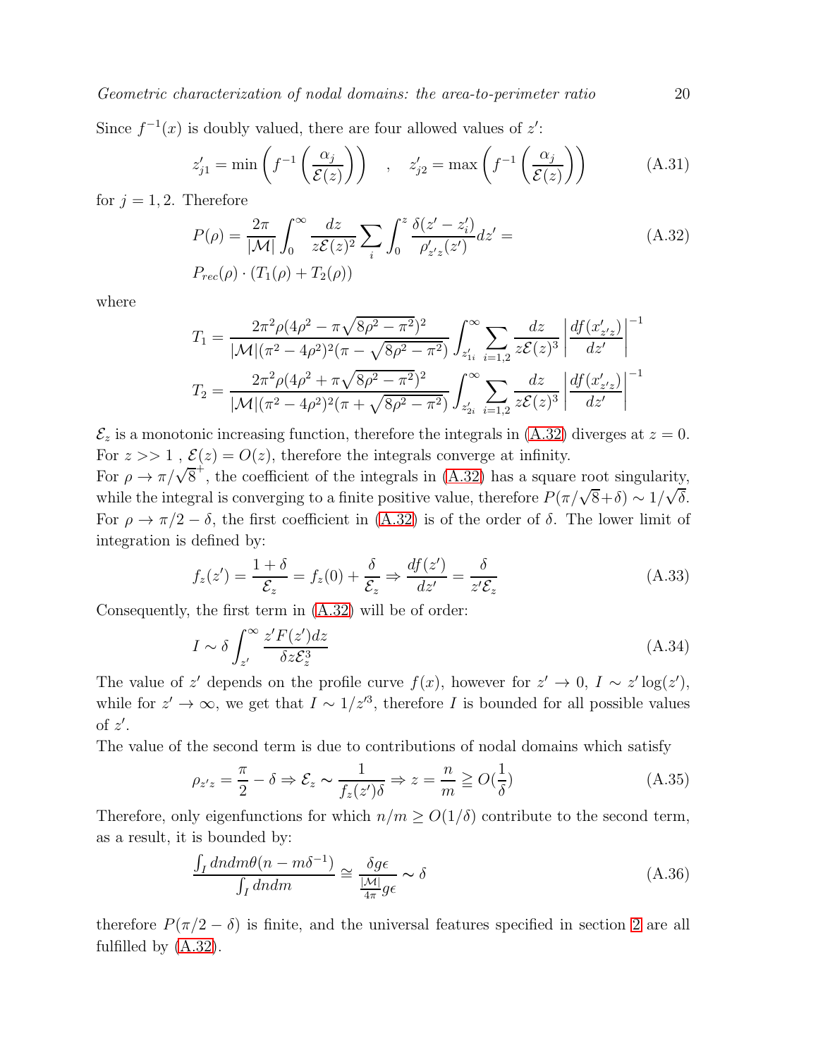Since $f^{-1}(x)$ is doubly valued, there are four allowed values of $z'$:

$$z'_{j1} = \min\left(f^{-1}\left(\frac{\alpha_j}{\mathcal{E}(z)}\right)\right) \quad , \quad z'_{j2} = \max\left(f^{-1}\left(\frac{\alpha_j}{\mathcal{E}(z)}\right)\right) \tag{A.31}$$

for $j = 1, 2$. Therefore

$$\begin{aligned} P(\rho) = \frac{2\pi}{|\mathcal{M}|}\int_0^\infty \frac{dz}{z\mathcal{E}(z)^2}\sum_i \int_0^z \frac{\delta(z'-z'_i)}{\rho'_{z'z}(z')}dz' = \\ P_{rec}(\rho)\cdot(T_1(\rho)+T_2(\rho)) \end{aligned} \tag{A.32}$$

where

$$T_1 = \frac{2\pi^2\rho(4\rho^2 - \pi\sqrt{8\rho^2-\pi^2})^2}{|\mathcal{M}|(\pi^2-4\rho^2)^2(\pi-\sqrt{8\rho^2-\pi^2})}\int_{z'_{1i}}^\infty \sum_{i=1,2}\frac{dz}{z\mathcal{E}(z)^3}\left|\frac{df(x'_{z'z})}{dz'}\right|^{-1}$$

$$T_2 = \frac{2\pi^2\rho(4\rho^2 + \pi\sqrt{8\rho^2-\pi^2})^2}{|\mathcal{M}|(\pi^2-4\rho^2)^2(\pi+\sqrt{8\rho^2-\pi^2})}\int_{z'_{2i}}^\infty \sum_{i=1,2}\frac{dz}{z\mathcal{E}(z)^3}\left|\frac{df(x'_{z'z})}{dz'}\right|^{-1}$$

$\mathcal{E}_z$ is a monotonic increasing function, therefore the integrals in (A.32) diverges at $z = 0$. For $z >> 1$ , $\mathcal{E}(z) = O(z)$, therefore the integrals converge at infinity.
For $\rho \to \pi/\sqrt{8}^+$, the coefficient of the integrals in (A.32) has a square root singularity, while the integral is converging to a finite positive value, therefore $P(\pi/\sqrt{8}+\delta) \sim 1/\sqrt{\delta}$. For $\rho \to \pi/2 - \delta$, the first coefficient in (A.32) is of the order of $\delta$. The lower limit of integration is defined by:

$$f_z(z') = \frac{1+\delta}{\mathcal{E}_z} = f_z(0) + \frac{\delta}{\mathcal{E}_z} \Rightarrow \frac{df(z')}{dz'} = \frac{\delta}{z'\mathcal{E}_z} \tag{A.33}$$

Consequently, the first term in (A.32) will be of order:

$$I \sim \delta\int_{z'}^\infty \frac{z'F(z')dz}{\delta z\mathcal{E}_z^3} \tag{A.34}$$

The value of $z'$ depends on the profile curve $f(x)$, however for $z' \to 0$, $I \sim z'\log(z')$, while for $z' \to \infty$, we get that $I \sim 1/z'^3$, therefore $I$ is bounded for all possible values of $z'$.
The value of the second term is due to contributions of nodal domains which satisfy

$$\rho_{z'z} = \frac{\pi}{2} - \delta \Rightarrow \mathcal{E}_z \sim \frac{1}{f_z(z')\delta} \Rightarrow z = \frac{n}{m} \geqq O(\frac{1}{\delta}) \tag{A.35}$$

Therefore, only eigenfunctions for which $n/m \geq O(1/\delta)$ contribute to the second term, as a result, it is bounded by:

$$\frac{\int_I dndm\theta(n-m\delta^{-1})}{\int_I dndm} \cong \frac{\delta g\epsilon}{\frac{|\mathcal{M}|}{4\pi}g\epsilon} \sim \delta \tag{A.36}$$

therefore $P(\pi/2-\delta)$ is finite, and the universal features specified in section 2 are all fulfilled by (A.32).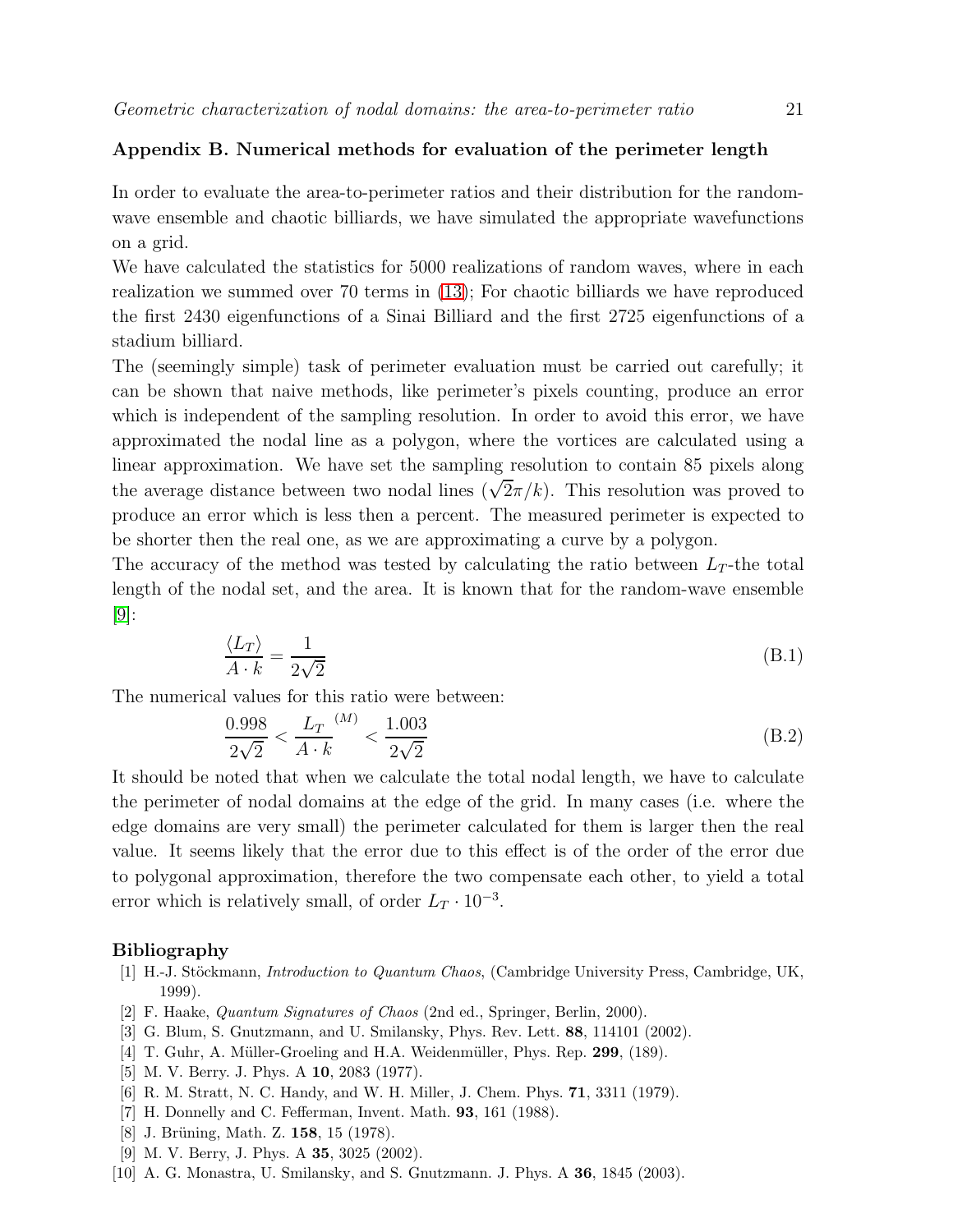## Appendix B. Numerical methods for evaluation of the perimeter length

In order to evaluate the area-to-perimeter ratios and their distribution for the random-wave ensemble and chaotic billiards, we have simulated the appropriate wavefunctions on a grid.

We have calculated the statistics for 5000 realizations of random waves, where in each realization we summed over 70 terms in (13); For chaotic billiards we have reproduced the first 2430 eigenfunctions of a Sinai Billiard and the first 2725 eigenfunctions of a stadium billiard.

The (seemingly simple) task of perimeter evaluation must be carried out carefully; it can be shown that naive methods, like perimeter's pixels counting, produce an error which is independent of the sampling resolution. In order to avoid this error, we have approximated the nodal line as a polygon, where the vortices are calculated using a linear approximation. We have set the sampling resolution to contain 85 pixels along the average distance between two nodal lines ($\sqrt{2}\pi/k$). This resolution was proved to produce an error which is less then a percent. The measured perimeter is expected to be shorter then the real one, as we are approximating a curve by a polygon.

The accuracy of the method was tested by calculating the ratio between $L_T$-the total length of the nodal set, and the area. It is known that for the random-wave ensemble [9]:

$$\frac{\langle L_T \rangle}{A \cdot k} = \frac{1}{2\sqrt{2}} \tag{B.1}$$

The numerical values for this ratio were between:

$$\frac{0.998}{2\sqrt{2}} < \frac{L_T}{A \cdot k}^{(M)} < \frac{1.003}{2\sqrt{2}} \tag{B.2}$$

It should be noted that when we calculate the total nodal length, we have to calculate the perimeter of nodal domains at the edge of the grid. In many cases (i.e. where the edge domains are very small) the perimeter calculated for them is larger then the real value. It seems likely that the error due to this effect is of the order of the error due to polygonal approximation, therefore the two compensate each other, to yield a total error which is relatively small, of order $L_T \cdot 10^{-3}$.

## Bibliography

[1] H.-J. Stöckmann, *Introduction to Quantum Chaos*, (Cambridge University Press, Cambridge, UK, 1999).

[2] F. Haake, *Quantum Signatures of Chaos* (2nd ed., Springer, Berlin, 2000).

[3] G. Blum, S. Gnutzmann, and U. Smilansky, Phys. Rev. Lett. **88**, 114101 (2002).

[4] T. Guhr, A. Müller-Groeling and H.A. Weidenmüller, Phys. Rep. **299**, (189).

[5] M. V. Berry. J. Phys. A **10**, 2083 (1977).

[6] R. M. Stratt, N. C. Handy, and W. H. Miller, J. Chem. Phys. **71**, 3311 (1979).

[7] H. Donnelly and C. Fefferman, Invent. Math. **93**, 161 (1988).

[8] J. Brüning, Math. Z. **158**, 15 (1978).

[9] M. V. Berry, J. Phys. A **35**, 3025 (2002).

[10] A. G. Monastra, U. Smilansky, and S. Gnutzmann. J. Phys. A **36**, 1845 (2003).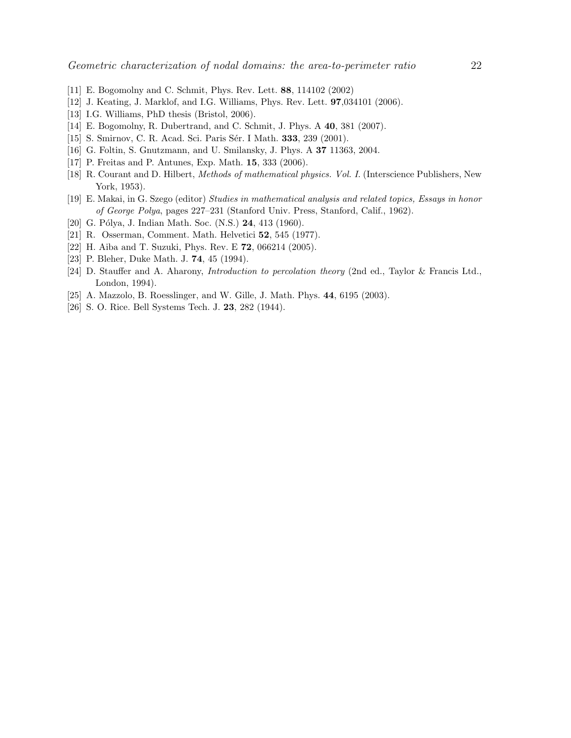[11] E. Bogomolny and C. Schmit, Phys. Rev. Lett. **88**, 114102 (2002)

[12] J. Keating, J. Marklof, and I.G. Williams, Phys. Rev. Lett. **97**,034101 (2006).

[13] I.G. Williams, PhD thesis (Bristol, 2006).

[14] E. Bogomolny, R. Dubertrand, and C. Schmit, J. Phys. A **40**, 381 (2007).

[15] S. Smirnov, C. R. Acad. Sci. Paris Sér. I Math. **333**, 239 (2001).

[16] G. Foltin, S. Gnutzmann, and U. Smilansky, J. Phys. A **37** 11363, 2004.

[17] P. Freitas and P. Antunes, Exp. Math. **15**, 333 (2006).

[18] R. Courant and D. Hilbert, *Methods of mathematical physics. Vol. I.* (Interscience Publishers, New York, 1953).

[19] E. Makai, in G. Szego (editor) *Studies in mathematical analysis and related topics, Essays in honor of George Polya*, pages 227–231 (Stanford Univ. Press, Stanford, Calif., 1962).

[20] G. Pólya, J. Indian Math. Soc. (N.S.) **24**, 413 (1960).

[21] R. Osserman, Comment. Math. Helvetici **52**, 545 (1977).

[22] H. Aiba and T. Suzuki, Phys. Rev. E **72**, 066214 (2005).

[23] P. Bleher, Duke Math. J. **74**, 45 (1994).

[24] D. Stauffer and A. Aharony, *Introduction to percolation theory* (2nd ed., Taylor & Francis Ltd., London, 1994).

[25] A. Mazzolo, B. Roesslinger, and W. Gille, J. Math. Phys. **44**, 6195 (2003).

[26] S. O. Rice. Bell Systems Tech. J. **23**, 282 (1944).